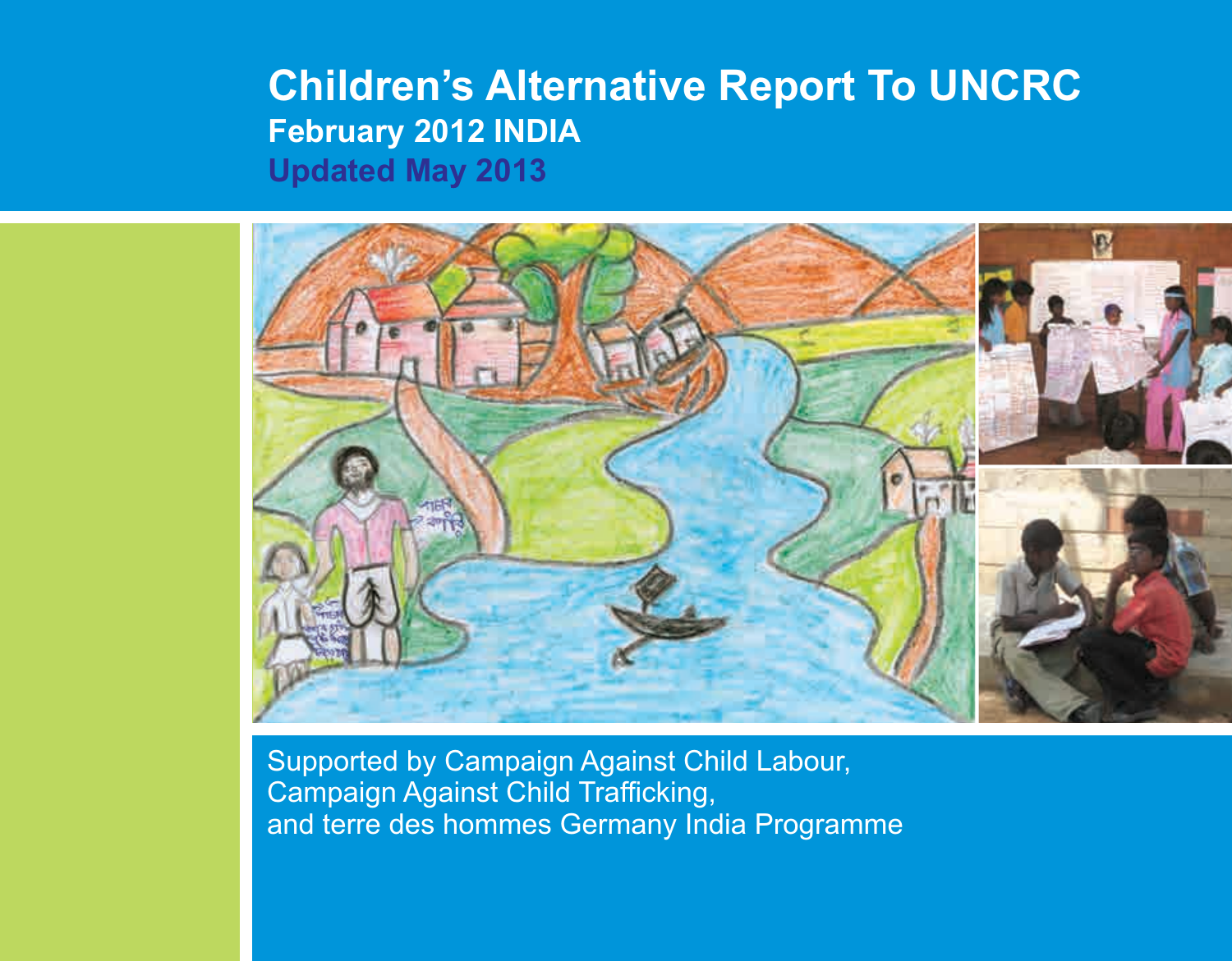# Children's Alternative Report To UNCRC

**February 2012 INDIA**

**Updated May 2013**

Supported by Campaign Against Child Labour,
Campaign Against Child Trafficking,
and terre des hommes Germany India Programme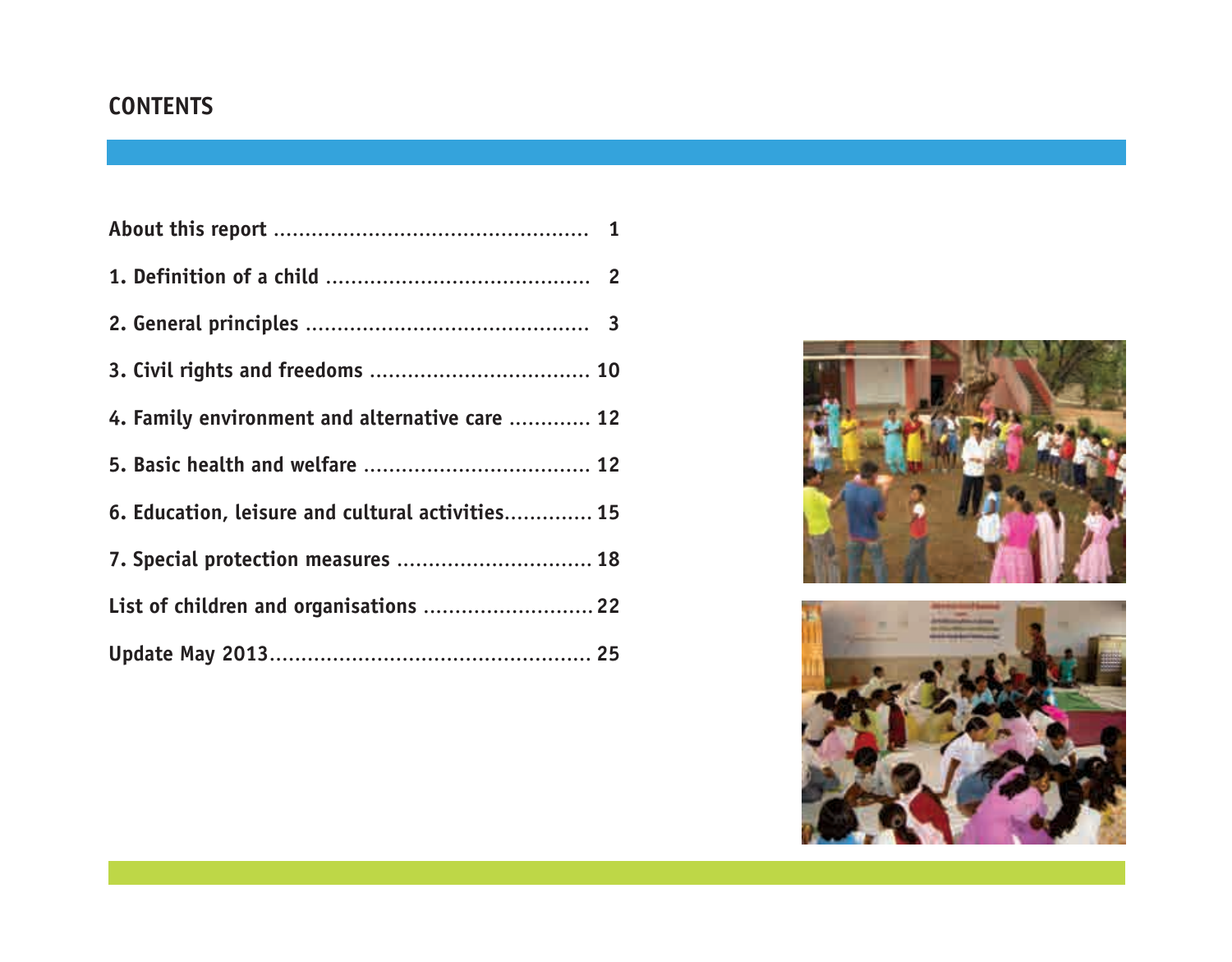# CONTENTS

| | |
|---|---|
| About this report | 1 |
| 1. Definition of a child | 2 |
| 2. General principles | 3 |
| 3. Civil rights and freedoms | 10 |
| 4. Family environment and alternative care | 12 |
| 5. Basic health and welfare | 12 |
| 6. Education, leisure and cultural activities | 15 |
| 7. Special protection measures | 18 |
| List of children and organisations | 22 |
| Update May 2013 | 25 |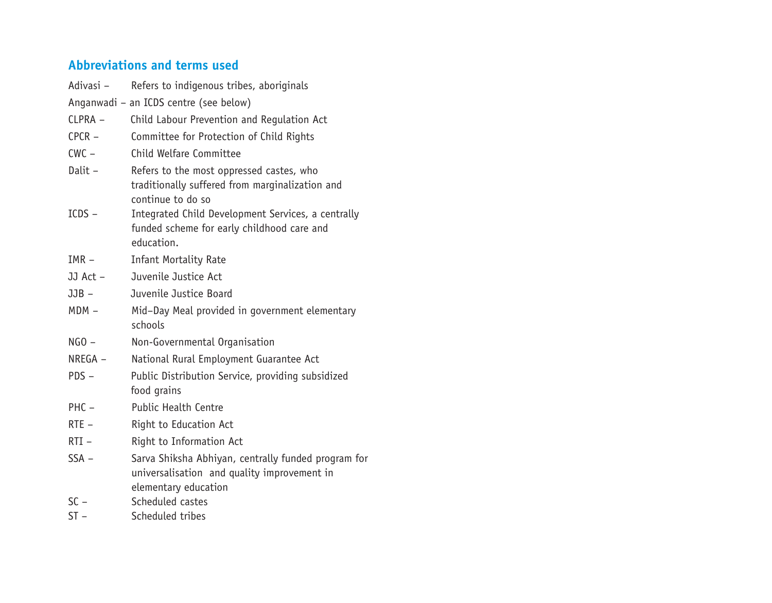## Abbreviations and terms used

Adivasi – Refers to indigenous tribes, aboriginals

Anganwadi – an ICDS centre (see below)

CLPRA – Child Labour Prevention and Regulation Act

CPCR – Committee for Protection of Child Rights

CWC – Child Welfare Committee

Dalit – Refers to the most oppressed castes, who traditionally suffered from marginalization and continue to do so

ICDS – Integrated Child Development Services, a centrally funded scheme for early childhood care and education.

IMR – Infant Mortality Rate

JJ Act – Juvenile Justice Act

JJB – Juvenile Justice Board

MDM – Mid–Day Meal provided in government elementary schools

NGO – Non-Governmental Organisation

NREGA – National Rural Employment Guarantee Act

PDS – Public Distribution Service, providing subsidized food grains

PHC – Public Health Centre

RTE – Right to Education Act

RTI – Right to Information Act

SSA – Sarva Shiksha Abhiyan, centrally funded program for universalisation and quality improvement in elementary education

SC – Scheduled castes

ST – Scheduled tribes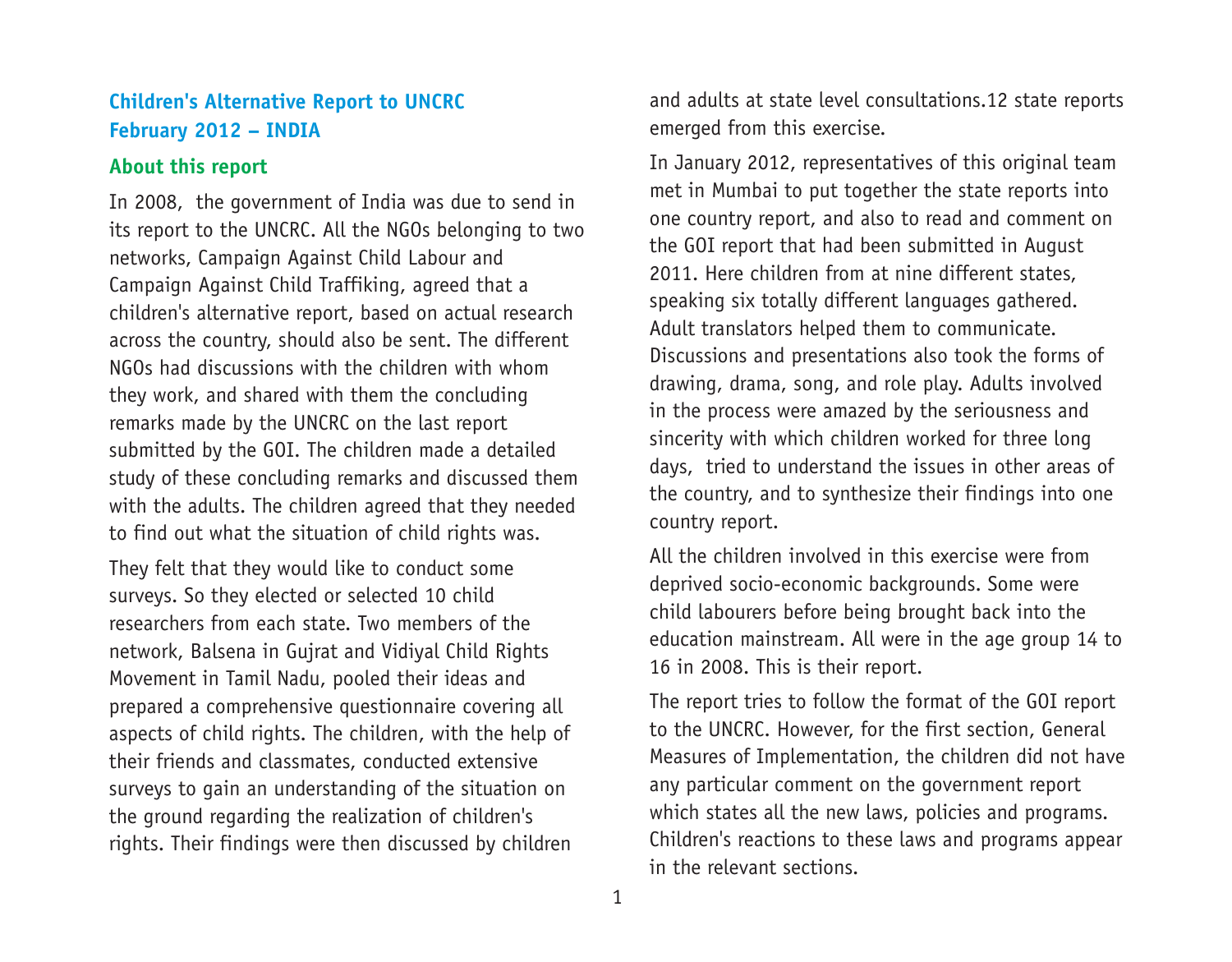## Children's Alternative Report to UNCRC February 2012 – INDIA

### About this report

In 2008, the government of India was due to send in its report to the UNCRC. All the NGOs belonging to two networks, Campaign Against Child Labour and Campaign Against Child Traffiking, agreed that a children's alternative report, based on actual research across the country, should also be sent. The different NGOs had discussions with the children with whom they work, and shared with them the concluding remarks made by the UNCRC on the last report submitted by the GOI. The children made a detailed study of these concluding remarks and discussed them with the adults. The children agreed that they needed to find out what the situation of child rights was.

They felt that they would like to conduct some surveys. So they elected or selected 10 child researchers from each state. Two members of the network, Balsena in Gujrat and Vidiyal Child Rights Movement in Tamil Nadu, pooled their ideas and prepared a comprehensive questionnaire covering all aspects of child rights. The children, with the help of their friends and classmates, conducted extensive surveys to gain an understanding of the situation on the ground regarding the realization of children's rights. Their findings were then discussed by children and adults at state level consultations.12 state reports emerged from this exercise.

In January 2012, representatives of this original team met in Mumbai to put together the state reports into one country report, and also to read and comment on the GOI report that had been submitted in August 2011. Here children from at nine different states, speaking six totally different languages gathered. Adult translators helped them to communicate. Discussions and presentations also took the forms of drawing, drama, song, and role play. Adults involved in the process were amazed by the seriousness and sincerity with which children worked for three long days, tried to understand the issues in other areas of the country, and to synthesize their findings into one country report.

All the children involved in this exercise were from deprived socio-economic backgrounds. Some were child labourers before being brought back into the education mainstream. All were in the age group 14 to 16 in 2008. This is their report.

The report tries to follow the format of the GOI report to the UNCRC. However, for the first section, General Measures of Implementation, the children did not have any particular comment on the government report which states all the new laws, policies and programs. Children's reactions to these laws and programs appear in the relevant sections.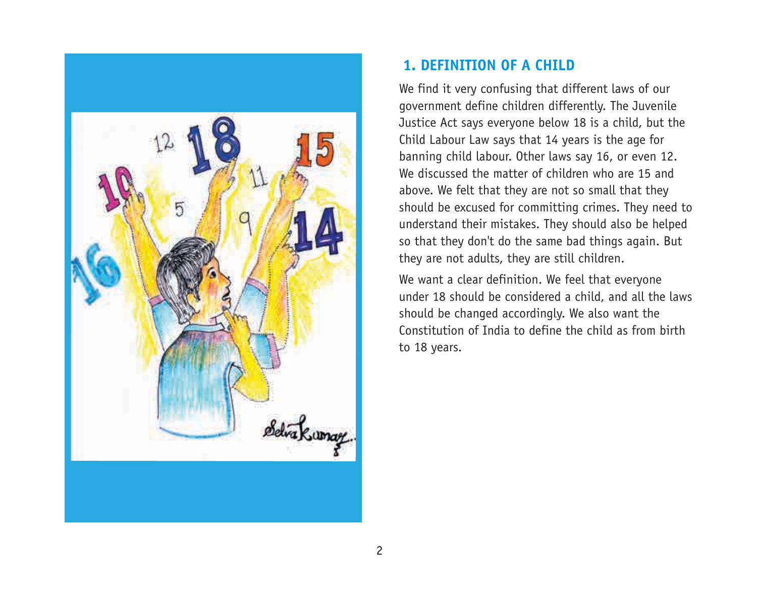## 1. DEFINITION OF A CHILD

We find it very confusing that different laws of our government define children differently. The Juvenile Justice Act says everyone below 18 is a child, but the Child Labour Law says that 14 years is the age for banning child labour. Other laws say 16, or even 12. We discussed the matter of children who are 15 and above. We felt that they are not so small that they should be excused for committing crimes. They need to understand their mistakes. They should also be helped so that they don't do the same bad things again. But they are not adults, they are still children.

We want a clear definition. We feel that everyone under 18 should be considered a child, and all the laws should be changed accordingly. We also want the Constitution of India to define the child as from birth to 18 years.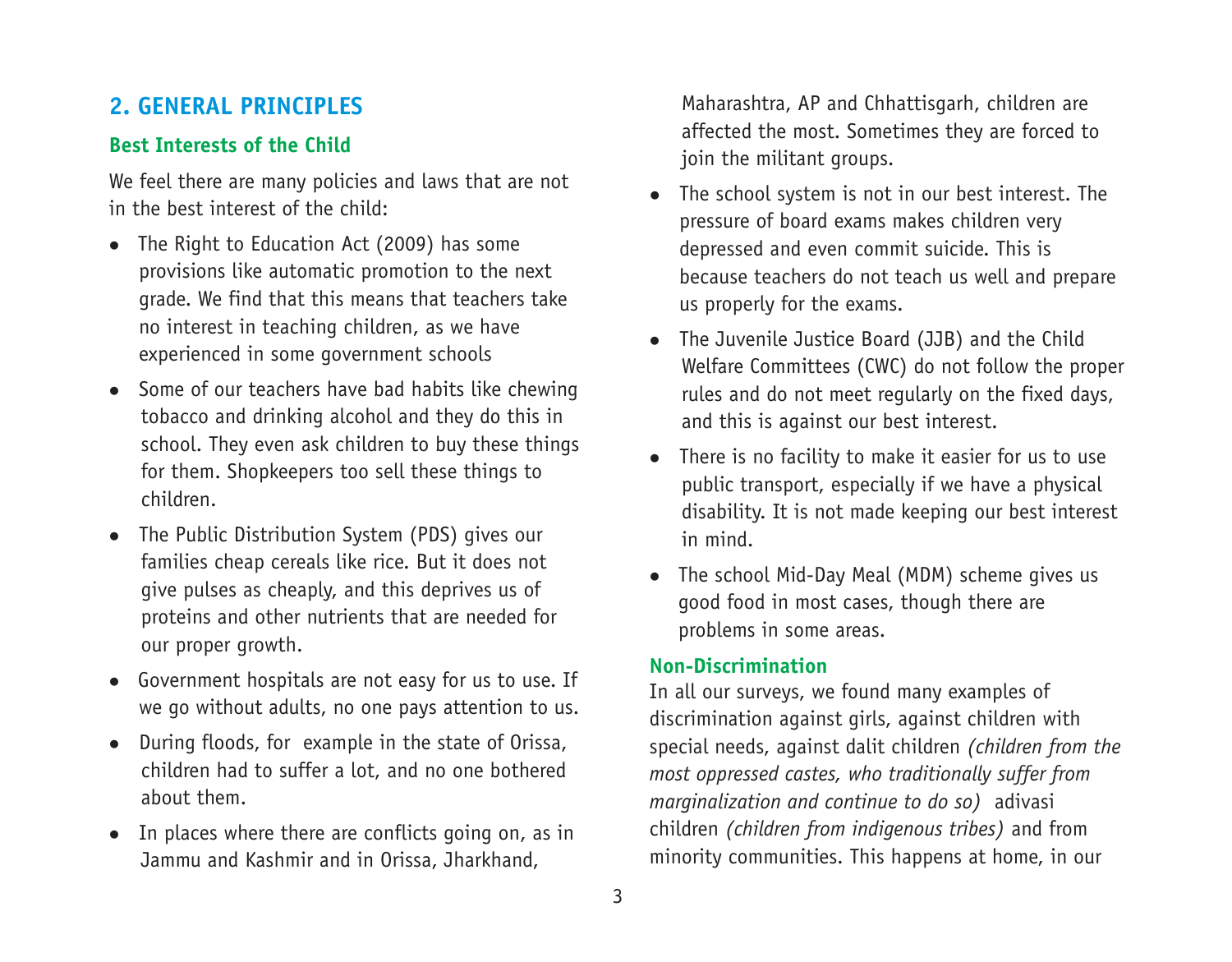## 2. GENERAL PRINCIPLES

### Best Interests of the Child

We feel there are many policies and laws that are not in the best interest of the child:

- The Right to Education Act (2009) has some provisions like automatic promotion to the next grade. We find that this means that teachers take no interest in teaching children, as we have experienced in some government schools
- Some of our teachers have bad habits like chewing tobacco and drinking alcohol and they do this in school. They even ask children to buy these things for them. Shopkeepers too sell these things to children.
- The Public Distribution System (PDS) gives our families cheap cereals like rice. But it does not give pulses as cheaply, and this deprives us of proteins and other nutrients that are needed for our proper growth.
- Government hospitals are not easy for us to use. If we go without adults, no one pays attention to us.
- During floods, for example in the state of Orissa, children had to suffer a lot, and no one bothered about them.
- In places where there are conflicts going on, as in Jammu and Kashmir and in Orissa, Jharkhand, Maharashtra, AP and Chhattisgarh, children are affected the most. Sometimes they are forced to join the militant groups.
- The school system is not in our best interest. The pressure of board exams makes children very depressed and even commit suicide. This is because teachers do not teach us well and prepare us properly for the exams.
- The Juvenile Justice Board (JJB) and the Child Welfare Committees (CWC) do not follow the proper rules and do not meet regularly on the fixed days, and this is against our best interest.
- There is no facility to make it easier for us to use public transport, especially if we have a physical disability. It is not made keeping our best interest in mind.
- The school Mid-Day Meal (MDM) scheme gives us good food in most cases, though there are problems in some areas.

### Non-Discrimination

In all our surveys, we found many examples of discrimination against girls, against children with special needs, against dalit children *(children from the most oppressed castes, who traditionally suffer from marginalization and continue to do so)* adivasi children *(children from indigenous tribes)* and from minority communities. This happens at home, in our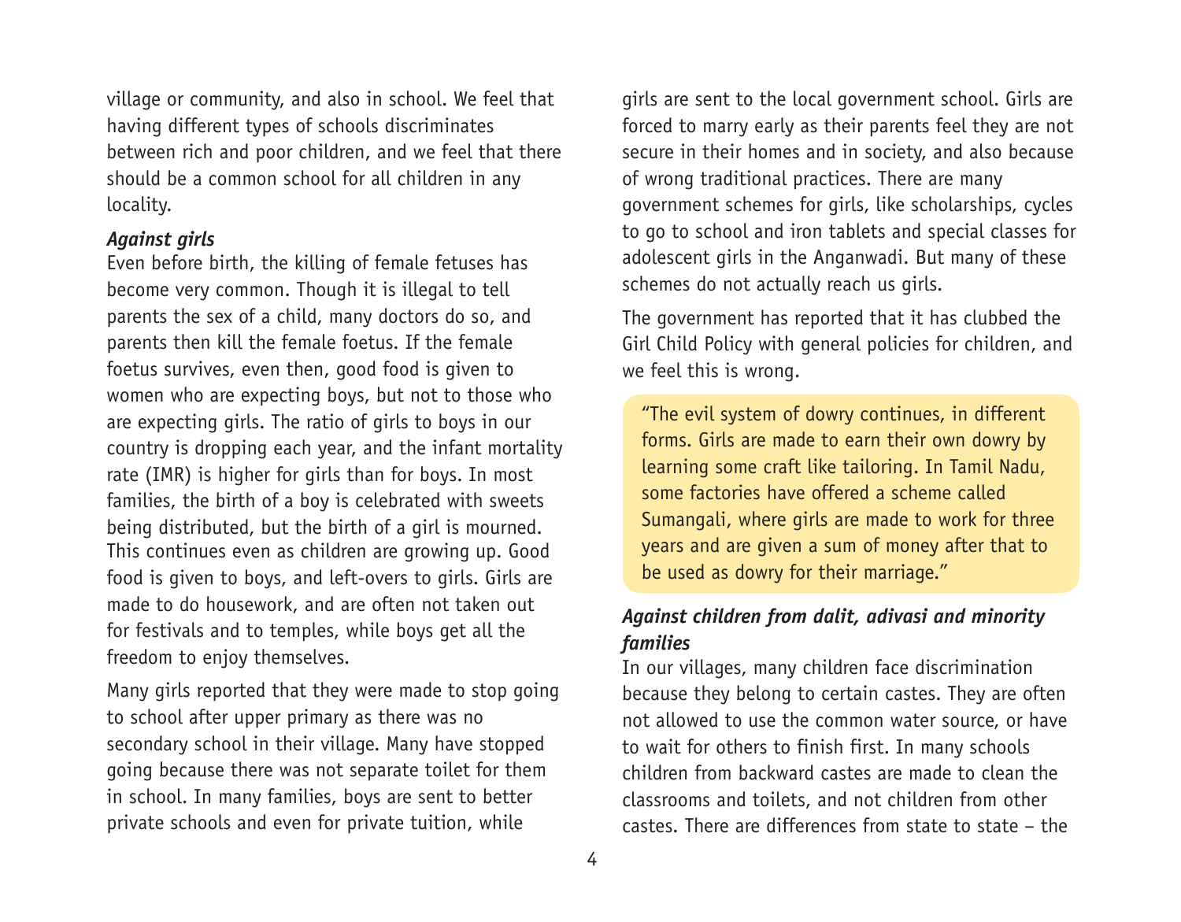village or community, and also in school. We feel that having different types of schools discriminates between rich and poor children, and we feel that there should be a common school for all children in any locality.

***Against girls***

Even before birth, the killing of female fetuses has become very common. Though it is illegal to tell parents the sex of a child, many doctors do so, and parents then kill the female foetus. If the female foetus survives, even then, good food is given to women who are expecting boys, but not to those who are expecting girls. The ratio of girls to boys in our country is dropping each year, and the infant mortality rate (IMR) is higher for girls than for boys. In most families, the birth of a boy is celebrated with sweets being distributed, but the birth of a girl is mourned. This continues even as children are growing up. Good food is given to boys, and left-overs to girls. Girls are made to do housework, and are often not taken out for festivals and to temples, while boys get all the freedom to enjoy themselves.

Many girls reported that they were made to stop going to school after upper primary as there was no secondary school in their village. Many have stopped going because there was not separate toilet for them in school. In many families, boys are sent to better private schools and even for private tuition, while girls are sent to the local government school. Girls are forced to marry early as their parents feel they are not secure in their homes and in society, and also because of wrong traditional practices. There are many government schemes for girls, like scholarships, cycles to go to school and iron tablets and special classes for adolescent girls in the Anganwadi. But many of these schemes do not actually reach us girls.

The government has reported that it has clubbed the Girl Child Policy with general policies for children, and we feel this is wrong.

> "The evil system of dowry continues, in different forms. Girls are made to earn their own dowry by learning some craft like tailoring. In Tamil Nadu, some factories have offered a scheme called Sumangali, where girls are made to work for three years and are given a sum of money after that to be used as dowry for their marriage."

***Against children from dalit, adivasi and minority families***

In our villages, many children face discrimination because they belong to certain castes. They are often not allowed to use the common water source, or have to wait for others to finish first. In many schools children from backward castes are made to clean the classrooms and toilets, and not children from other castes. There are differences from state to state – the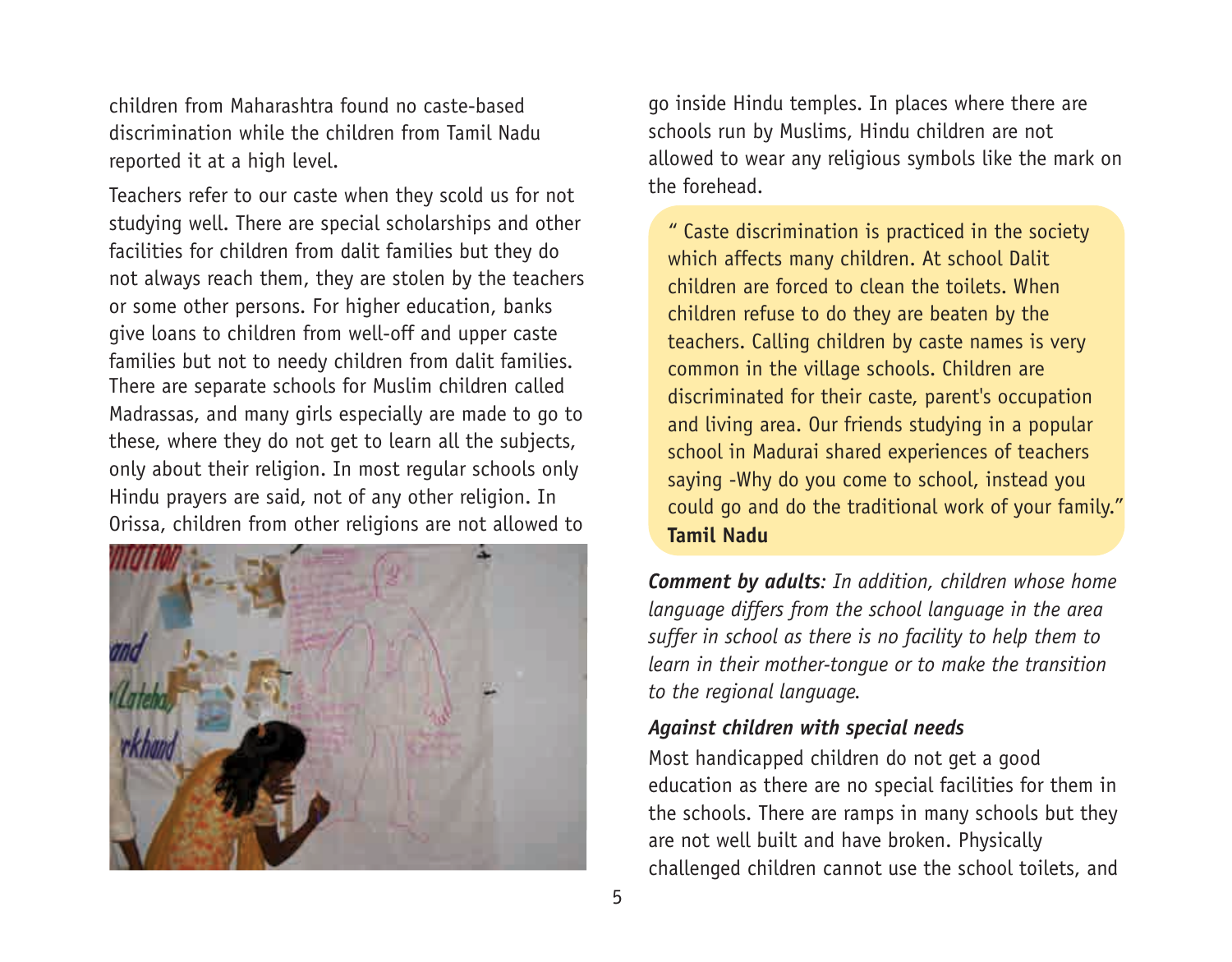children from Maharashtra found no caste-based discrimination while the children from Tamil Nadu reported it at a high level.

Teachers refer to our caste when they scold us for not studying well. There are special scholarships and other facilities for children from dalit families but they do not always reach them, they are stolen by the teachers or some other persons. For higher education, banks give loans to children from well-off and upper caste families but not to needy children from dalit families. There are separate schools for Muslim children called Madrassas, and many girls especially are made to go to these, where they do not get to learn all the subjects, only about their religion. In most regular schools only Hindu prayers are said, not of any other religion. In Orissa, children from other religions are not allowed to go inside Hindu temples. In places where there are schools run by Muslims, Hindu children are not allowed to wear any religious symbols like the mark on the forehead.

" Caste discrimination is practiced in the society which affects many children. At school Dalit children are forced to clean the toilets. When children refuse to do they are beaten by the teachers. Calling children by caste names is very common in the village schools. Children are discriminated for their caste, parent's occupation and living area. Our friends studying in a popular school in Madurai shared experiences of teachers saying -Why do you come to school, instead you could go and do the traditional work of your family."
**Tamil Nadu**

***Comment by adults****: In addition, children whose home language differs from the school language in the area suffer in school as there is no facility to help them to learn in their mother-tongue or to make the transition to the regional language.*

### *Against children with special needs*

Most handicapped children do not get a good education as there are no special facilities for them in the schools. There are ramps in many schools but they are not well built and have broken. Physically challenged children cannot use the school toilets, and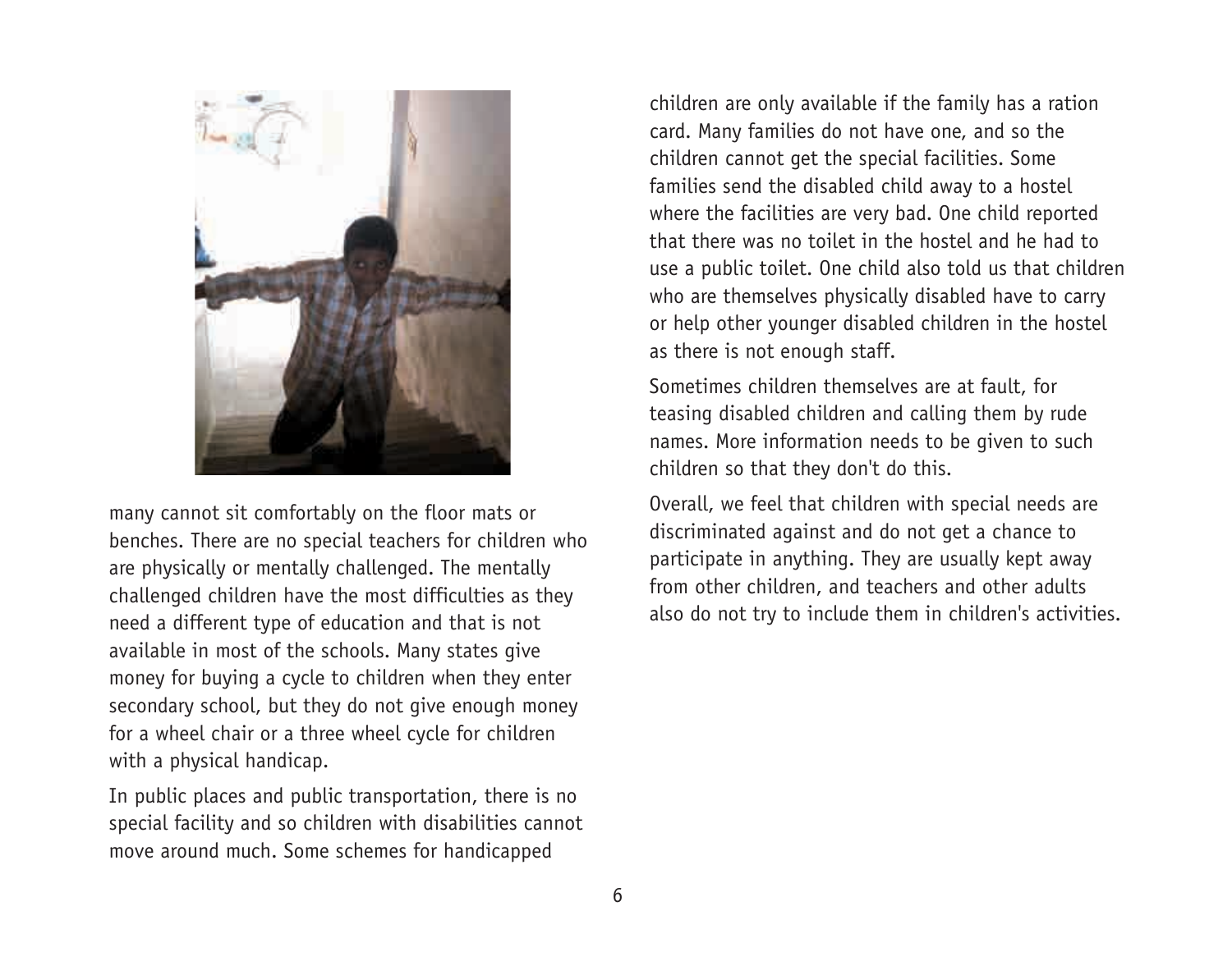many cannot sit comfortably on the floor mats or benches. There are no special teachers for children who are physically or mentally challenged. The mentally challenged children have the most difficulties as they need a different type of education and that is not available in most of the schools. Many states give money for buying a cycle to children when they enter secondary school, but they do not give enough money for a wheel chair or a three wheel cycle for children with a physical handicap.

In public places and public transportation, there is no special facility and so children with disabilities cannot move around much. Some schemes for handicapped children are only available if the family has a ration card. Many families do not have one, and so the children cannot get the special facilities. Some families send the disabled child away to a hostel where the facilities are very bad. One child reported that there was no toilet in the hostel and he had to use a public toilet. One child also told us that children who are themselves physically disabled have to carry or help other younger disabled children in the hostel as there is not enough staff.

Sometimes children themselves are at fault, for teasing disabled children and calling them by rude names. More information needs to be given to such children so that they don't do this.

Overall, we feel that children with special needs are discriminated against and do not get a chance to participate in anything. They are usually kept away from other children, and teachers and other adults also do not try to include them in children's activities.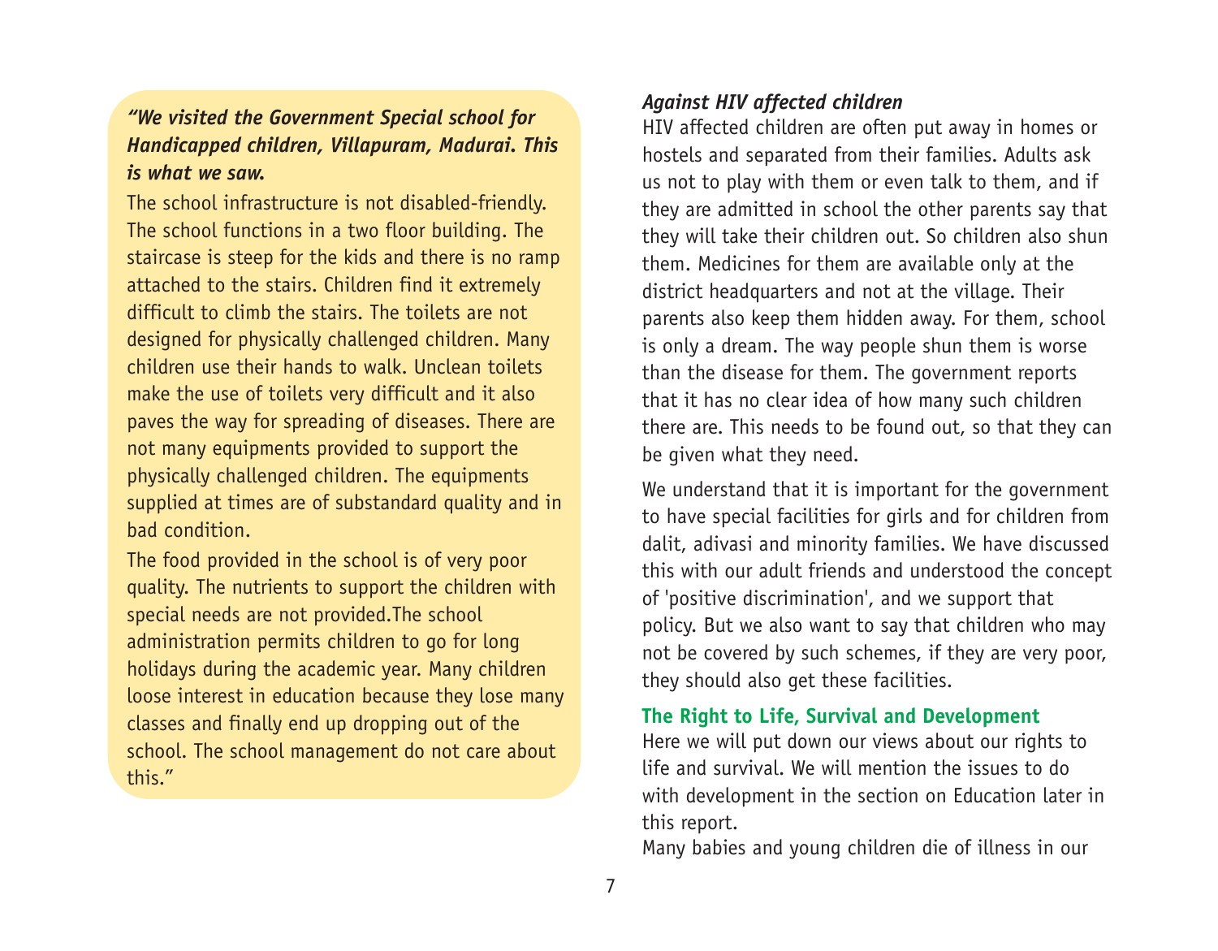***"We visited the Government Special school for Handicapped children, Villapuram, Madurai. This is what we saw.***

The school infrastructure is not disabled-friendly. The school functions in a two floor building. The staircase is steep for the kids and there is no ramp attached to the stairs. Children find it extremely difficult to climb the stairs. The toilets are not designed for physically challenged children. Many children use their hands to walk. Unclean toilets make the use of toilets very difficult and it also paves the way for spreading of diseases. There are not many equipments provided to support the physically challenged children. The equipments supplied at times are of substandard quality and in bad condition.

The food provided in the school is of very poor quality. The nutrients to support the children with special needs are not provided.The school administration permits children to go for long holidays during the academic year. Many children loose interest in education because they lose many classes and finally end up dropping out of the school. The school management do not care about this."

***Against HIV affected children***

HIV affected children are often put away in homes or hostels and separated from their families. Adults ask us not to play with them or even talk to them, and if they are admitted in school the other parents say that they will take their children out. So children also shun them. Medicines for them are available only at the district headquarters and not at the village. Their parents also keep them hidden away. For them, school is only a dream. The way people shun them is worse than the disease for them. The government reports that it has no clear idea of how many such children there are. This needs to be found out, so that they can be given what they need.

We understand that it is important for the government to have special facilities for girls and for children from dalit, adivasi and minority families. We have discussed this with our adult friends and understood the concept of 'positive discrimination', and we support that policy. But we also want to say that children who may not be covered by such schemes, if they are very poor, they should also get these facilities.

## The Right to Life, Survival and Development

Here we will put down our views about our rights to life and survival. We will mention the issues to do with development in the section on Education later in this report.

Many babies and young children die of illness in our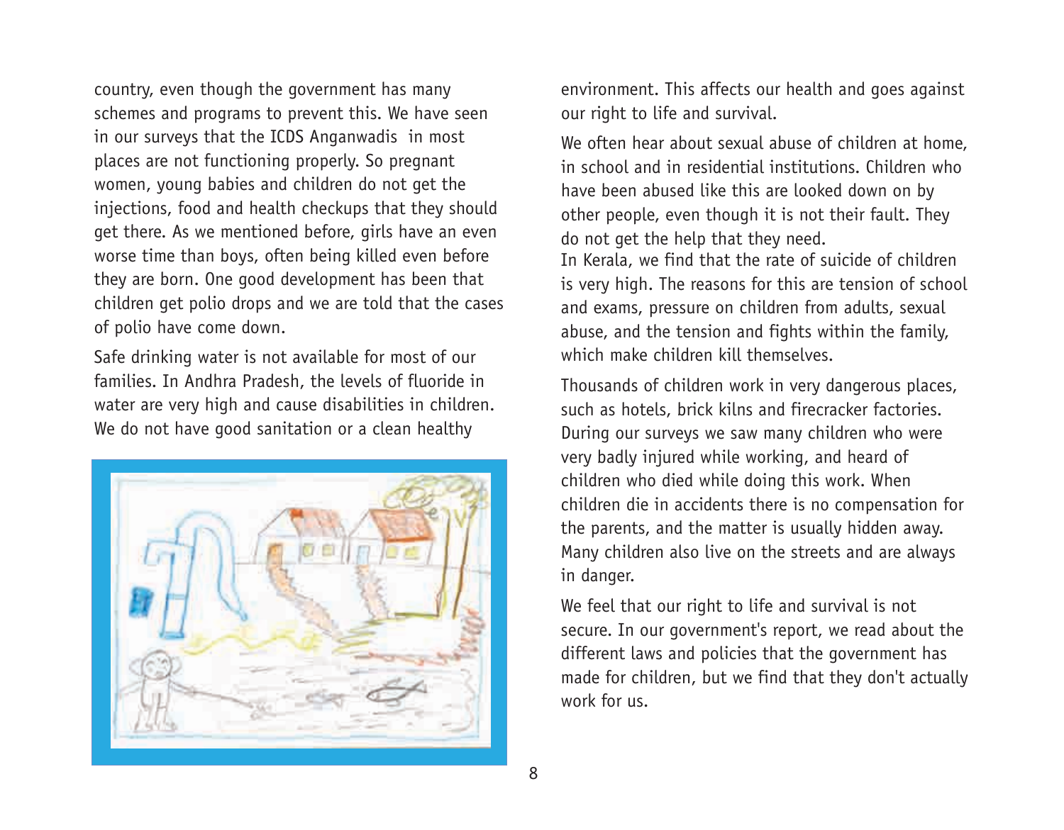country, even though the government has many schemes and programs to prevent this. We have seen in our surveys that the ICDS Anganwadis in most places are not functioning properly. So pregnant women, young babies and children do not get the injections, food and health checkups that they should get there. As we mentioned before, girls have an even worse time than boys, often being killed even before they are born. One good development has been that children get polio drops and we are told that the cases of polio have come down.

Safe drinking water is not available for most of our families. In Andhra Pradesh, the levels of fluoride in water are very high and cause disabilities in children. We do not have good sanitation or a clean healthy environment. This affects our health and goes against our right to life and survival.

We often hear about sexual abuse of children at home, in school and in residential institutions. Children who have been abused like this are looked down on by other people, even though it is not their fault. They do not get the help that they need.

In Kerala, we find that the rate of suicide of children is very high. The reasons for this are tension of school and exams, pressure on children from adults, sexual abuse, and the tension and fights within the family, which make children kill themselves.

Thousands of children work in very dangerous places, such as hotels, brick kilns and firecracker factories. During our surveys we saw many children who were very badly injured while working, and heard of children who died while doing this work. When children die in accidents there is no compensation for the parents, and the matter is usually hidden away. Many children also live on the streets and are always in danger.

We feel that our right to life and survival is not secure. In our government's report, we read about the different laws and policies that the government has made for children, but we find that they don't actually work for us.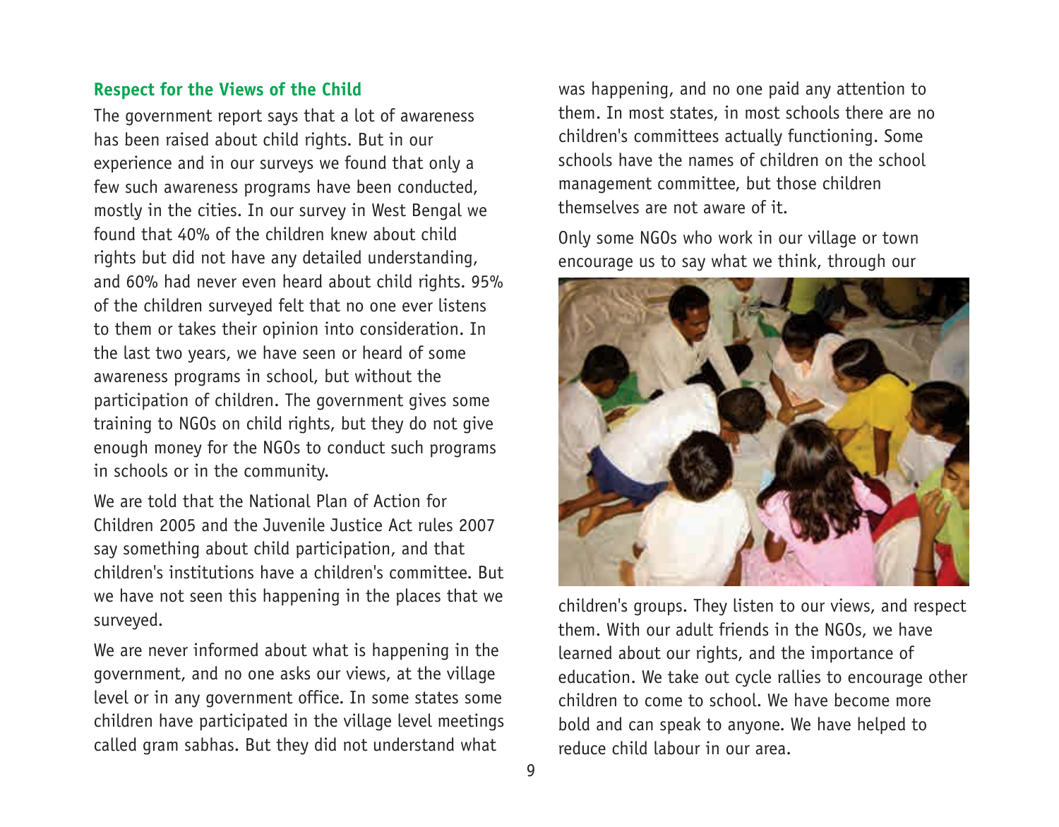### Respect for the Views of the Child

The government report says that a lot of awareness has been raised about child rights. But in our experience and in our surveys we found that only a few such awareness programs have been conducted, mostly in the cities. In our survey in West Bengal we found that 40% of the children knew about child rights but did not have any detailed understanding, and 60% had never even heard about child rights. 95% of the children surveyed felt that no one ever listens to them or takes their opinion into consideration. In the last two years, we have seen or heard of some awareness programs in school, but without the participation of children. The government gives some training to NGOs on child rights, but they do not give enough money for the NGOs to conduct such programs in schools or in the community.

We are told that the National Plan of Action for Children 2005 and the Juvenile Justice Act rules 2007 say something about child participation, and that children's institutions have a children's committee. But we have not seen this happening in the places that we surveyed.

We are never informed about what is happening in the government, and no one asks our views, at the village level or in any government office. In some states some children have participated in the village level meetings called gram sabhas. But they did not understand what was happening, and no one paid any attention to them. In most states, in most schools there are no children's committees actually functioning. Some schools have the names of children on the school management committee, but those children themselves are not aware of it.

Only some NGOs who work in our village or town encourage us to say what we think, through our children's groups. They listen to our views, and respect them. With our adult friends in the NGOs, we have learned about our rights, and the importance of education. We take out cycle rallies to encourage other children to come to school. We have become more bold and can speak to anyone. We have helped to reduce child labour in our area.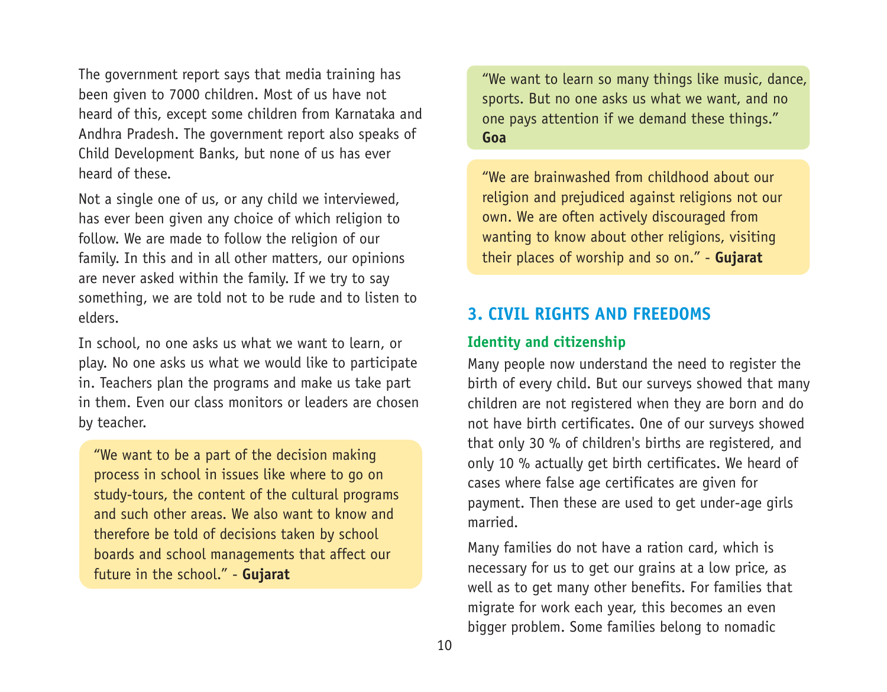The government report says that media training has been given to 7000 children. Most of us have not heard of this, except some children from Karnataka and Andhra Pradesh. The government report also speaks of Child Development Banks, but none of us has ever heard of these.

Not a single one of us, or any child we interviewed, has ever been given any choice of which religion to follow. We are made to follow the religion of our family. In this and in all other matters, our opinions are never asked within the family. If we try to say something, we are told not to be rude and to listen to elders.

In school, no one asks us what we want to learn, or play. No one asks us what we would like to participate in. Teachers plan the programs and make us take part in them. Even our class monitors or leaders are chosen by teacher.

> "We want to be a part of the decision making process in school in issues like where to go on study-tours, the content of the cultural programs and such other areas. We also want to know and therefore be told of decisions taken by school boards and school managements that affect our future in the school." - **Gujarat**

> "We want to learn so many things like music, dance, sports. But no one asks us what we want, and no one pays attention if we demand these things." **Goa**

> "We are brainwashed from childhood about our religion and prejudiced against religions not our own. We are often actively discouraged from wanting to know about other religions, visiting their places of worship and so on." - **Gujarat**

## 3. CIVIL RIGHTS AND FREEDOMS

### Identity and citizenship

Many people now understand the need to register the birth of every child. But our surveys showed that many children are not registered when they are born and do not have birth certificates. One of our surveys showed that only 30 % of children's births are registered, and only 10 % actually get birth certificates. We heard of cases where false age certificates are given for payment. Then these are used to get under-age girls married.

Many families do not have a ration card, which is necessary for us to get our grains at a low price, as well as to get many other benefits. For families that migrate for work each year, this becomes an even bigger problem. Some families belong to nomadic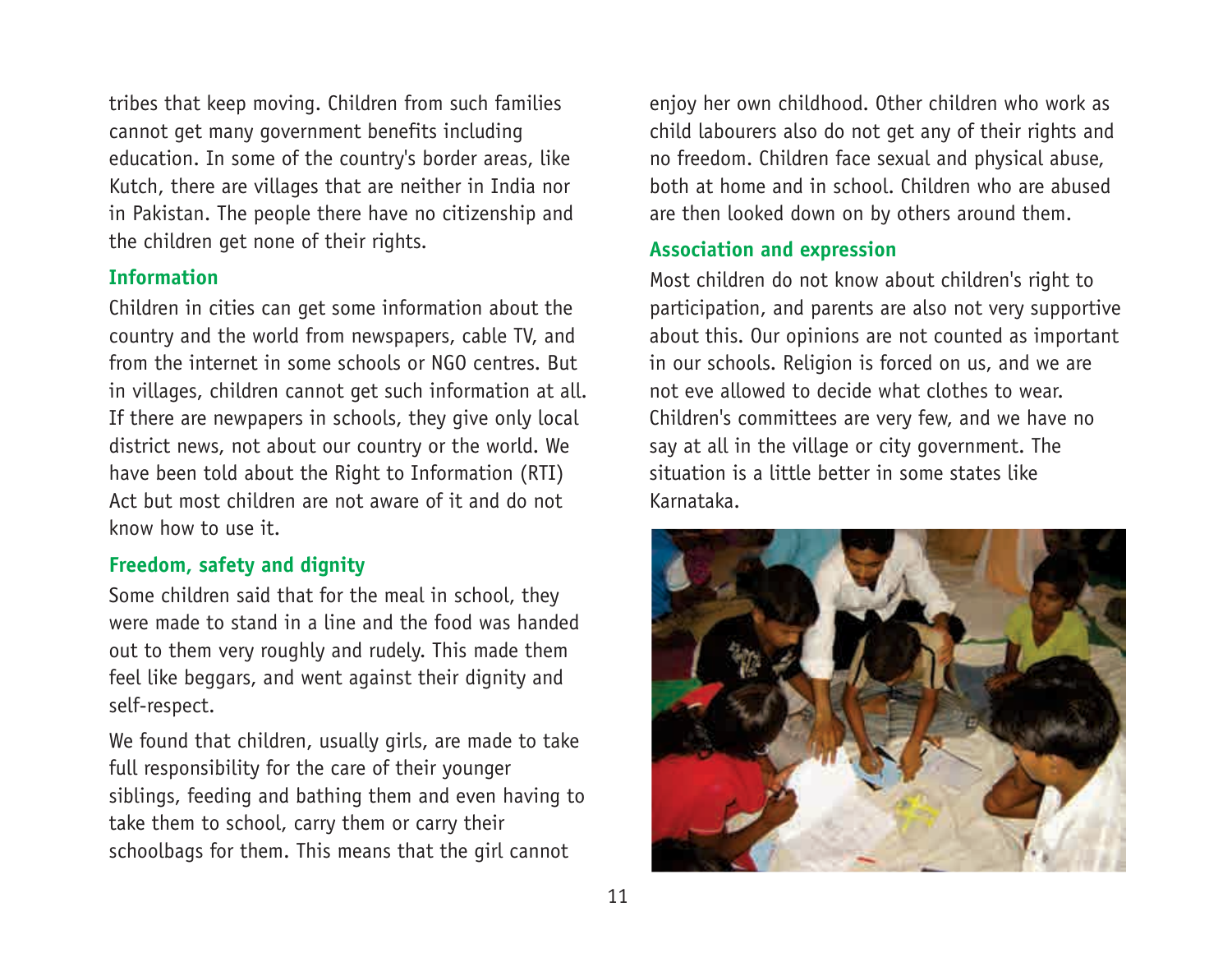tribes that keep moving. Children from such families cannot get many government benefits including education. In some of the country's border areas, like Kutch, there are villages that are neither in India nor in Pakistan. The people there have no citizenship and the children get none of their rights.

### Information

Children in cities can get some information about the country and the world from newspapers, cable TV, and from the internet in some schools or NGO centres. But in villages, children cannot get such information at all. If there are newpapers in schools, they give only local district news, not about our country or the world. We have been told about the Right to Information (RTI) Act but most children are not aware of it and do not know how to use it.

### Freedom, safety and dignity

Some children said that for the meal in school, they were made to stand in a line and the food was handed out to them very roughly and rudely. This made them feel like beggars, and went against their dignity and self-respect.

We found that children, usually girls, are made to take full responsibility for the care of their younger siblings, feeding and bathing them and even having to take them to school, carry them or carry their schoolbags for them. This means that the girl cannot enjoy her own childhood. Other children who work as child labourers also do not get any of their rights and no freedom. Children face sexual and physical abuse, both at home and in school. Children who are abused are then looked down on by others around them.

### Association and expression

Most children do not know about children's right to participation, and parents are also not very supportive about this. Our opinions are not counted as important in our schools. Religion is forced on us, and we are not eve allowed to decide what clothes to wear. Children's committees are very few, and we have no say at all in the village or city government. The situation is a little better in some states like Karnataka.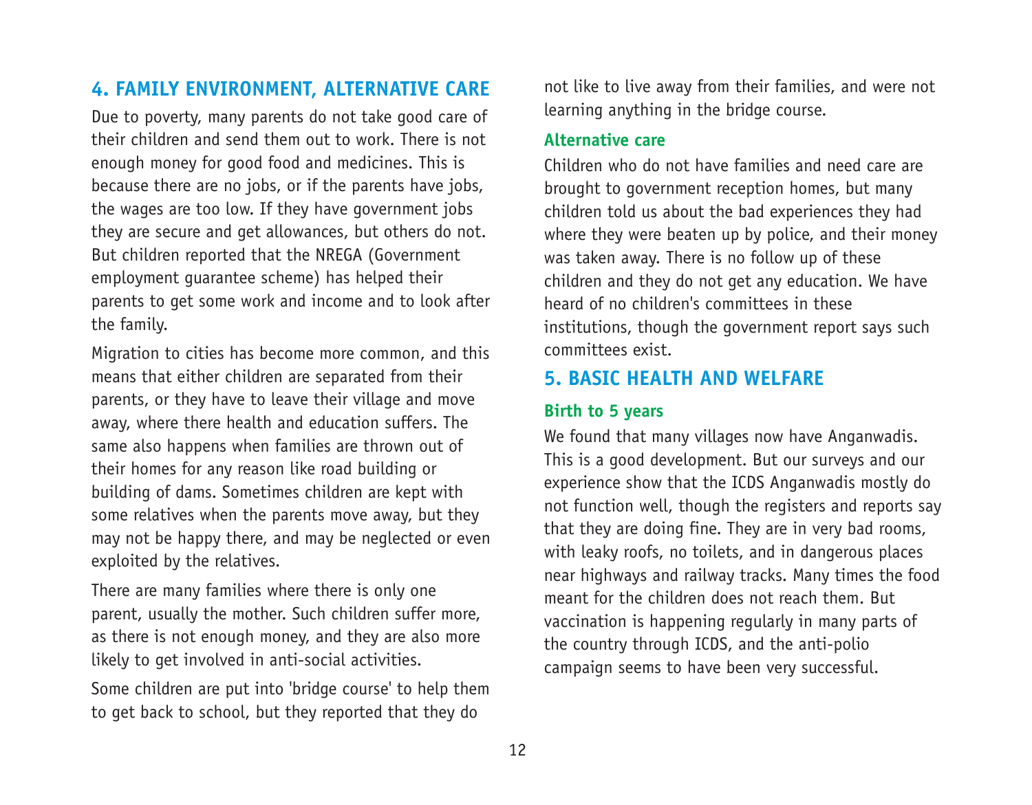## 4. FAMILY ENVIRONMENT, ALTERNATIVE CARE

Due to poverty, many parents do not take good care of their children and send them out to work. There is not enough money for good food and medicines. This is because there are no jobs, or if the parents have jobs, the wages are too low. If they have government jobs they are secure and get allowances, but others do not. But children reported that the NREGA (Government employment guarantee scheme) has helped their parents to get some work and income and to look after the family.

Migration to cities has become more common, and this means that either children are separated from their parents, or they have to leave their village and move away, where there health and education suffers. The same also happens when families are thrown out of their homes for any reason like road building or building of dams. Sometimes children are kept with some relatives when the parents move away, but they may not be happy there, and may be neglected or even exploited by the relatives.

There are many families where there is only one parent, usually the mother. Such children suffer more, as there is not enough money, and they are also more likely to get involved in anti-social activities.

Some children are put into 'bridge course' to help them to get back to school, but they reported that they do not like to live away from their families, and were not learning anything in the bridge course.

### Alternative care

Children who do not have families and need care are brought to government reception homes, but many children told us about the bad experiences they had where they were beaten up by police, and their money was taken away. There is no follow up of these children and they do not get any education. We have heard of no children's committees in these institutions, though the government report says such committees exist.

## 5. BASIC HEALTH AND WELFARE

### Birth to 5 years

We found that many villages now have Anganwadis. This is a good development. But our surveys and our experience show that the ICDS Anganwadis mostly do not function well, though the registers and reports say that they are doing fine. They are in very bad rooms, with leaky roofs, no toilets, and in dangerous places near highways and railway tracks. Many times the food meant for the children does not reach them. But vaccination is happening regularly in many parts of the country through ICDS, and the anti-polio campaign seems to have been very successful.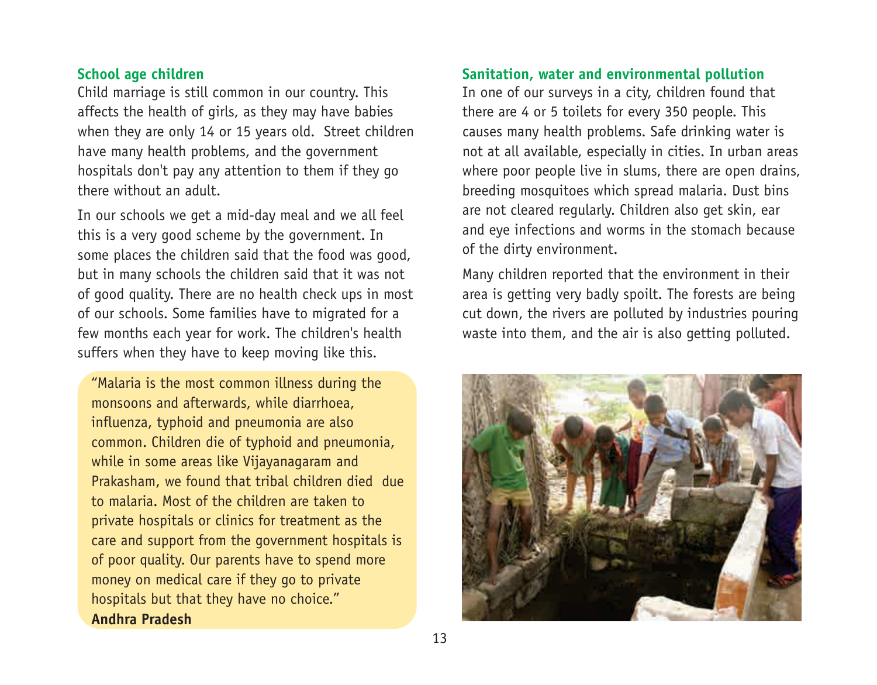### School age children

Child marriage is still common in our country. This affects the health of girls, as they may have babies when they are only 14 or 15 years old. Street children have many health problems, and the government hospitals don't pay any attention to them if they go there without an adult.

In our schools we get a mid-day meal and we all feel this is a very good scheme by the government. In some places the children said that the food was good, but in many schools the children said that it was not of good quality. There are no health check ups in most of our schools. Some families have to migrated for a few months each year for work. The children's health suffers when they have to keep moving like this.

> "Malaria is the most common illness during the monsoons and afterwards, while diarrhoea, influenza, typhoid and pneumonia are also common. Children die of typhoid and pneumonia, while in some areas like Vijayanagaram and Prakasham, we found that tribal children died due to malaria. Most of the children are taken to private hospitals or clinics for treatment as the care and support from the government hospitals is of poor quality. Our parents have to spend more money on medical care if they go to private hospitals but that they have no choice."
> **Andhra Pradesh**

### Sanitation, water and environmental pollution

In one of our surveys in a city, children found that there are 4 or 5 toilets for every 350 people. This causes many health problems. Safe drinking water is not at all available, especially in cities. In urban areas where poor people live in slums, there are open drains, breeding mosquitoes which spread malaria. Dust bins are not cleared regularly. Children also get skin, ear and eye infections and worms in the stomach because of the dirty environment.

Many children reported that the environment in their area is getting very badly spoilt. The forests are being cut down, the rivers are polluted by industries pouring waste into them, and the air is also getting polluted.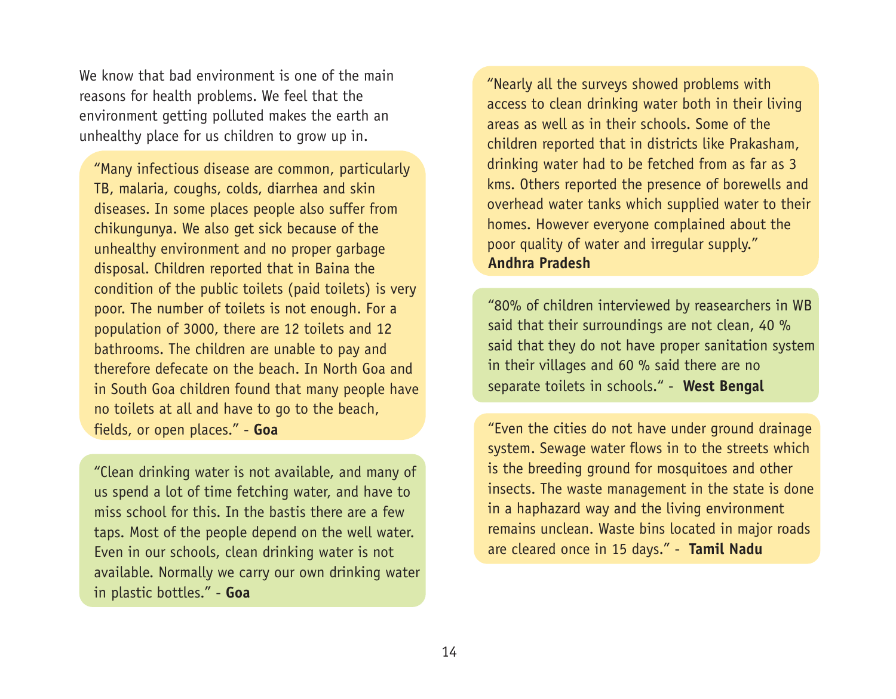We know that bad environment is one of the main reasons for health problems. We feel that the environment getting polluted makes the earth an unhealthy place for us children to grow up in.

"Many infectious disease are common, particularly TB, malaria, coughs, colds, diarrhea and skin diseases. In some places people also suffer from chikungunya. We also get sick because of the unhealthy environment and no proper garbage disposal. Children reported that in Baina the condition of the public toilets (paid toilets) is very poor. The number of toilets is not enough. For a population of 3000, there are 12 toilets and 12 bathrooms. The children are unable to pay and therefore defecate on the beach. In North Goa and in South Goa children found that many people have no toilets at all and have to go to the beach, fields, or open places." - **Goa**

"Clean drinking water is not available, and many of us spend a lot of time fetching water, and have to miss school for this. In the bastis there are a few taps. Most of the people depend on the well water. Even in our schools, clean drinking water is not available. Normally we carry our own drinking water in plastic bottles." - **Goa**

"Nearly all the surveys showed problems with access to clean drinking water both in their living areas as well as in their schools. Some of the children reported that in districts like Prakasham, drinking water had to be fetched from as far as 3 kms. Others reported the presence of borewells and overhead water tanks which supplied water to their homes. However everyone complained about the poor quality of water and irregular supply."
**Andhra Pradesh**

"80% of children interviewed by reasearchers in WB said that their surroundings are not clean, 40 % said that they do not have proper sanitation system in their villages and 60 % said there are no separate toilets in schools." - **West Bengal**

"Even the cities do not have under ground drainage system. Sewage water flows in to the streets which is the breeding ground for mosquitoes and other insects. The waste management in the state is done in a haphazard way and the living environment remains unclean. Waste bins located in major roads are cleared once in 15 days." - **Tamil Nadu**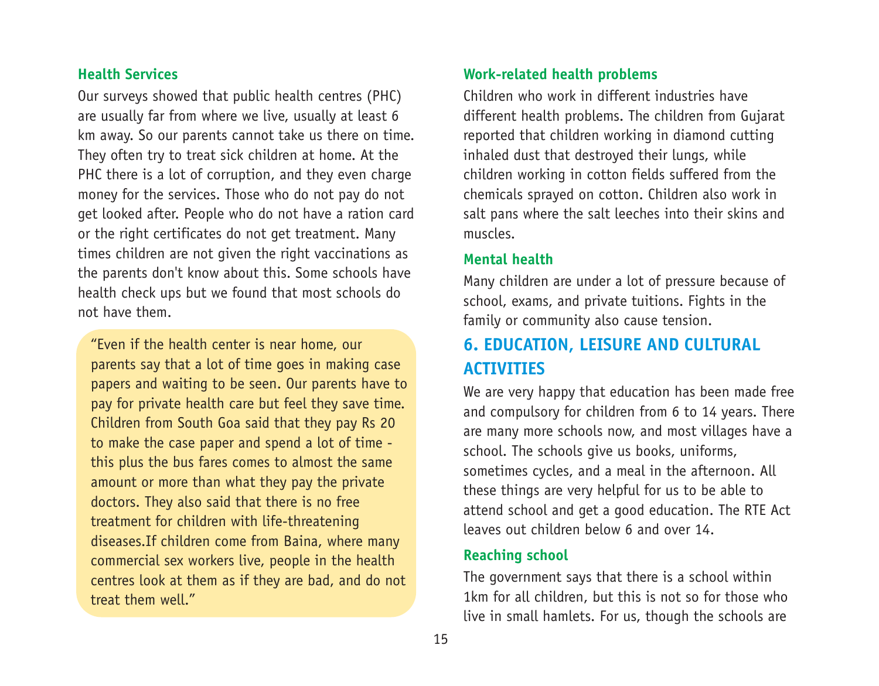### Health Services

Our surveys showed that public health centres (PHC) are usually far from where we live, usually at least 6 km away. So our parents cannot take us there on time. They often try to treat sick children at home. At the PHC there is a lot of corruption, and they even charge money for the services. Those who do not pay do not get looked after. People who do not have a ration card or the right certificates do not get treatment. Many times children are not given the right vaccinations as the parents don't know about this. Some schools have health check ups but we found that most schools do not have them.

> "Even if the health center is near home, our parents say that a lot of time goes in making case papers and waiting to be seen. Our parents have to pay for private health care but feel they save time. Children from South Goa said that they pay Rs 20 to make the case paper and spend a lot of time - this plus the bus fares comes to almost the same amount or more than what they pay the private doctors. They also said that there is no free treatment for children with life-threatening diseases.If children come from Baina, where many commercial sex workers live, people in the health centres look at them as if they are bad, and do not treat them well."

### Work-related health problems

Children who work in different industries have different health problems. The children from Gujarat reported that children working in diamond cutting inhaled dust that destroyed their lungs, while children working in cotton fields suffered from the chemicals sprayed on cotton. Children also work in salt pans where the salt leeches into their skins and muscles.

### Mental health

Many children are under a lot of pressure because of school, exams, and private tuitions. Fights in the family or community also cause tension.

## 6. EDUCATION, LEISURE AND CULTURAL ACTIVITIES

We are very happy that education has been made free and compulsory for children from 6 to 14 years. There are many more schools now, and most villages have a school. The schools give us books, uniforms, sometimes cycles, and a meal in the afternoon. All these things are very helpful for us to be able to attend school and get a good education. The RTE Act leaves out children below 6 and over 14.

### Reaching school

The government says that there is a school within 1km for all children, but this is not so for those who live in small hamlets. For us, though the schools are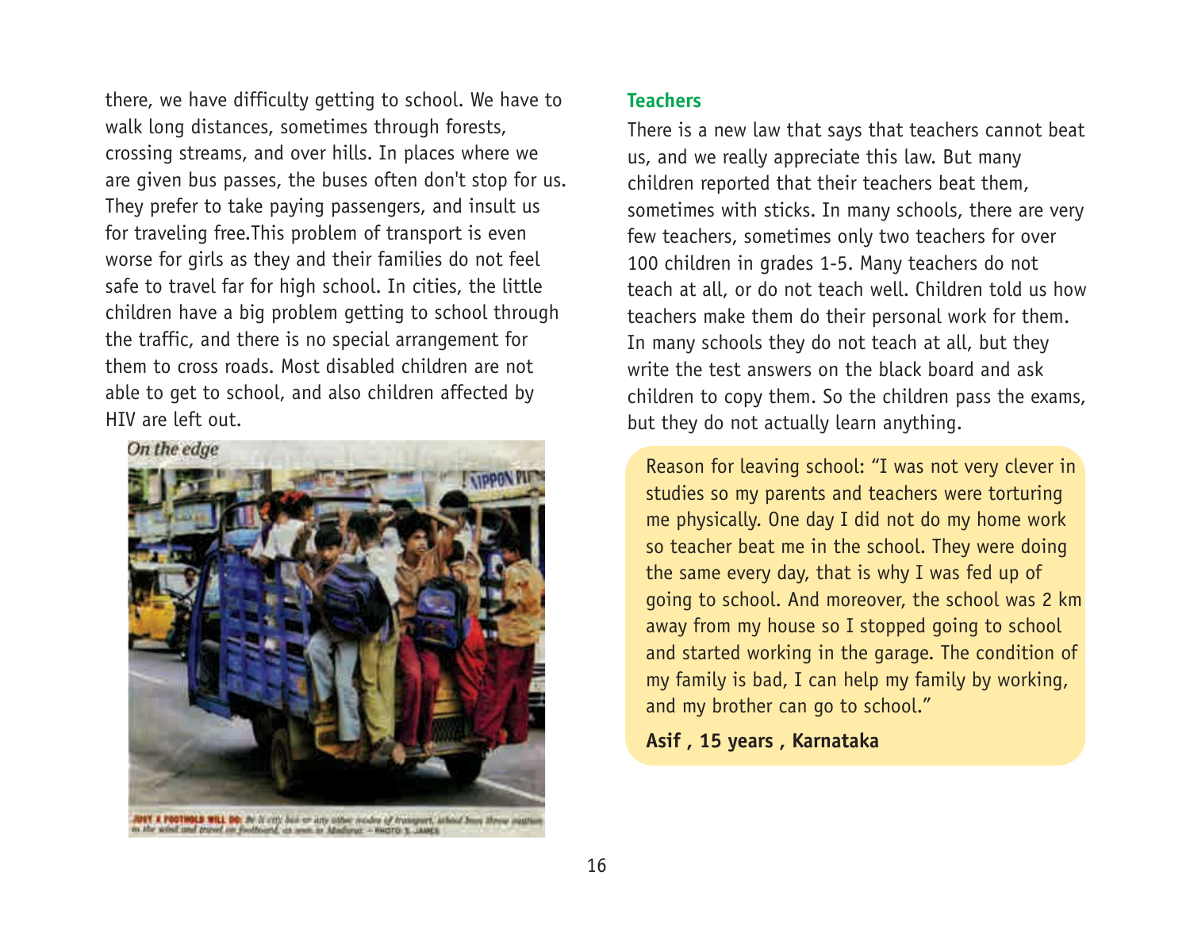there, we have difficulty getting to school. We have to walk long distances, sometimes through forests, crossing streams, and over hills. In places where we are given bus passes, the buses often don't stop for us. They prefer to take paying passengers, and insult us for traveling free.This problem of transport is even worse for girls as they and their families do not feel safe to travel far for high school. In cities, the little children have a big problem getting to school through the traffic, and there is no special arrangement for them to cross roads. Most disabled children are not able to get to school, and also children affected by HIV are left out.

*On the edge*

JUST A FOOTHOLD WILL DO: Be it city bus or any other modes of transport, school boys throw caution to the wind and travel on footboard, as seen in Madurai. – PHOTO: S. JAMES

### Teachers

There is a new law that says that teachers cannot beat us, and we really appreciate this law. But many children reported that their teachers beat them, sometimes with sticks. In many schools, there are very few teachers, sometimes only two teachers for over 100 children in grades 1-5. Many teachers do not teach at all, or do not teach well. Children told us how teachers make them do their personal work for them. In many schools they do not teach at all, but they write the test answers on the black board and ask children to copy them. So the children pass the exams, but they do not actually learn anything.

Reason for leaving school: "I was not very clever in studies so my parents and teachers were torturing me physically. One day I did not do my home work so teacher beat me in the school. They were doing the same every day, that is why I was fed up of going to school. And moreover, the school was 2 km away from my house so I stopped going to school and started working in the garage. The condition of my family is bad, I can help my family by working, and my brother can go to school."

**Asif , 15 years , Karnataka**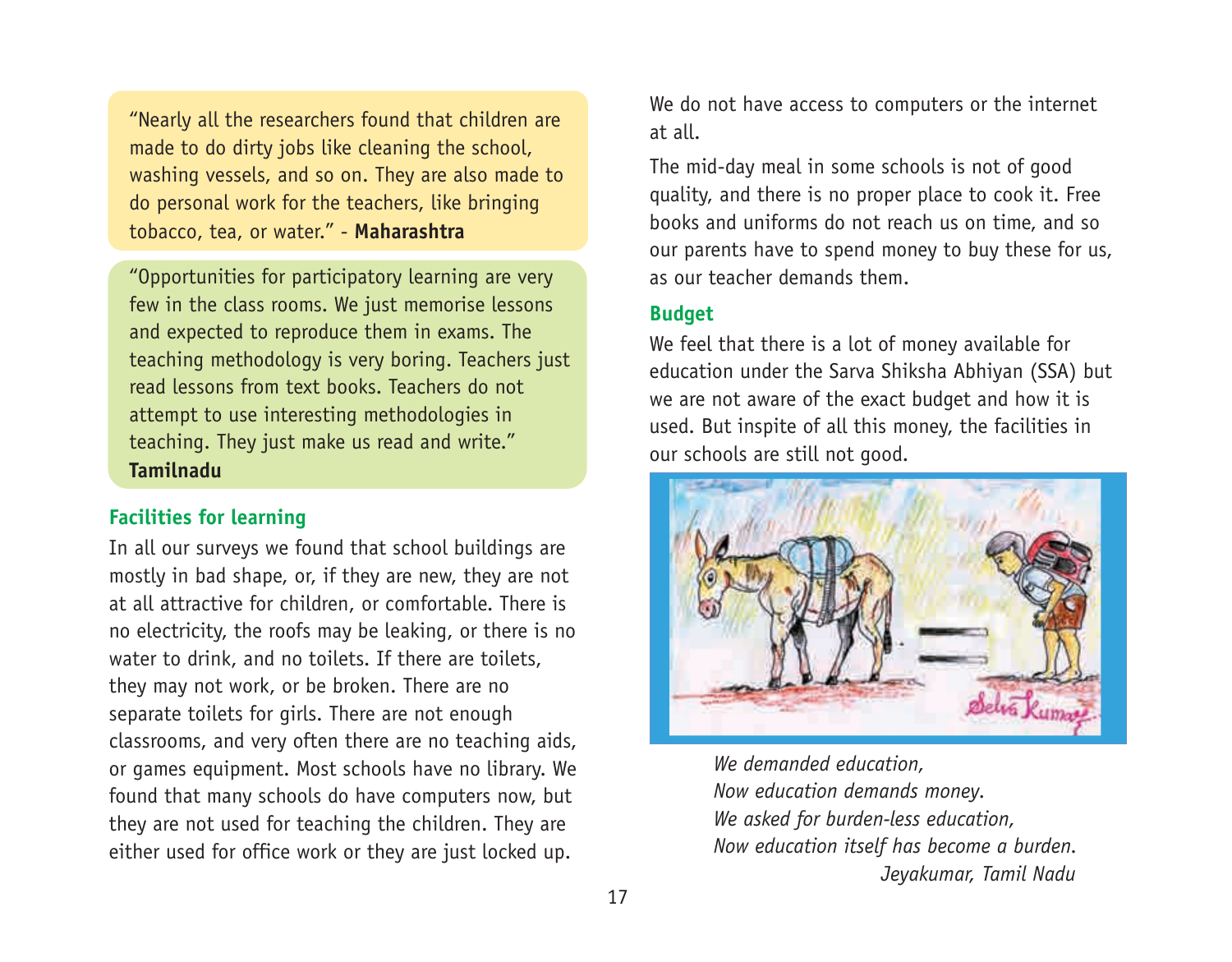"Nearly all the researchers found that children are made to do dirty jobs like cleaning the school, washing vessels, and so on. They are also made to do personal work for the teachers, like bringing tobacco, tea, or water." - **Maharashtra**

"Opportunities for participatory learning are very few in the class rooms. We just memorise lessons and expected to reproduce them in exams. The teaching methodology is very boring. Teachers just read lessons from text books. Teachers do not attempt to use interesting methodologies in teaching. They just make us read and write." **Tamilnadu**

### Facilities for learning

In all our surveys we found that school buildings are mostly in bad shape, or, if they are new, they are not at all attractive for children, or comfortable. There is no electricity, the roofs may be leaking, or there is no water to drink, and no toilets. If there are toilets, they may not work, or be broken. There are no separate toilets for girls. There are not enough classrooms, and very often there are no teaching aids, or games equipment. Most schools have no library. We found that many schools do have computers now, but they are not used for teaching the children. They are either used for office work or they are just locked up. We do not have access to computers or the internet at all.

The mid-day meal in some schools is not of good quality, and there is no proper place to cook it. Free books and uniforms do not reach us on time, and so our parents have to spend money to buy these for us, as our teacher demands them.

### Budget

We feel that there is a lot of money available for education under the Sarva Shiksha Abhiyan (SSA) but we are not aware of the exact budget and how it is used. But inspite of all this money, the facilities in our schools are still not good.

*We demanded education,*
*Now education demands money.*
*We asked for burden-less education,*
*Now education itself has become a burden.*
*Jeyakumar, Tamil Nadu*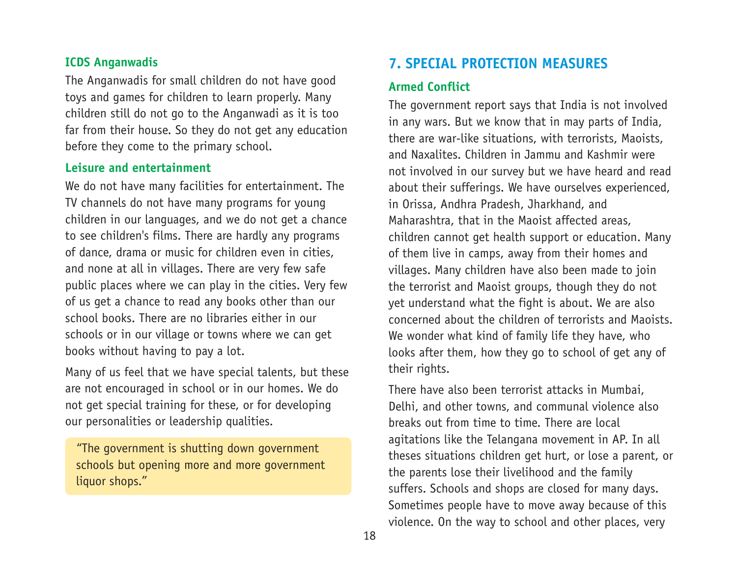### ICDS Anganwadis

The Anganwadis for small children do not have good toys and games for children to learn properly. Many children still do not go to the Anganwadi as it is too far from their house. So they do not get any education before they come to the primary school.

### Leisure and entertainment

We do not have many facilities for entertainment. The TV channels do not have many programs for young children in our languages, and we do not get a chance to see children's films. There are hardly any programs of dance, drama or music for children even in cities, and none at all in villages. There are very few safe public places where we can play in the cities. Very few of us get a chance to read any books other than our school books. There are no libraries either in our schools or in our village or towns where we can get books without having to pay a lot.

Many of us feel that we have special talents, but these are not encouraged in school or in our homes. We do not get special training for these, or for developing our personalities or leadership qualities.

> "The government is shutting down government schools but opening more and more government liquor shops."

## 7. SPECIAL PROTECTION MEASURES

### Armed Conflict

The government report says that India is not involved in any wars. But we know that in may parts of India, there are war-like situations, with terrorists, Maoists, and Naxalites. Children in Jammu and Kashmir were not involved in our survey but we have heard and read about their sufferings. We have ourselves experienced, in Orissa, Andhra Pradesh, Jharkhand, and Maharashtra, that in the Maoist affected areas, children cannot get health support or education. Many of them live in camps, away from their homes and villages. Many children have also been made to join the terrorist and Maoist groups, though they do not yet understand what the fight is about. We are also concerned about the children of terrorists and Maoists. We wonder what kind of family life they have, who looks after them, how they go to school of get any of their rights.

There have also been terrorist attacks in Mumbai, Delhi, and other towns, and communal violence also breaks out from time to time. There are local agitations like the Telangana movement in AP. In all theses situations children get hurt, or lose a parent, or the parents lose their livelihood and the family suffers. Schools and shops are closed for many days. Sometimes people have to move away because of this violence. On the way to school and other places, very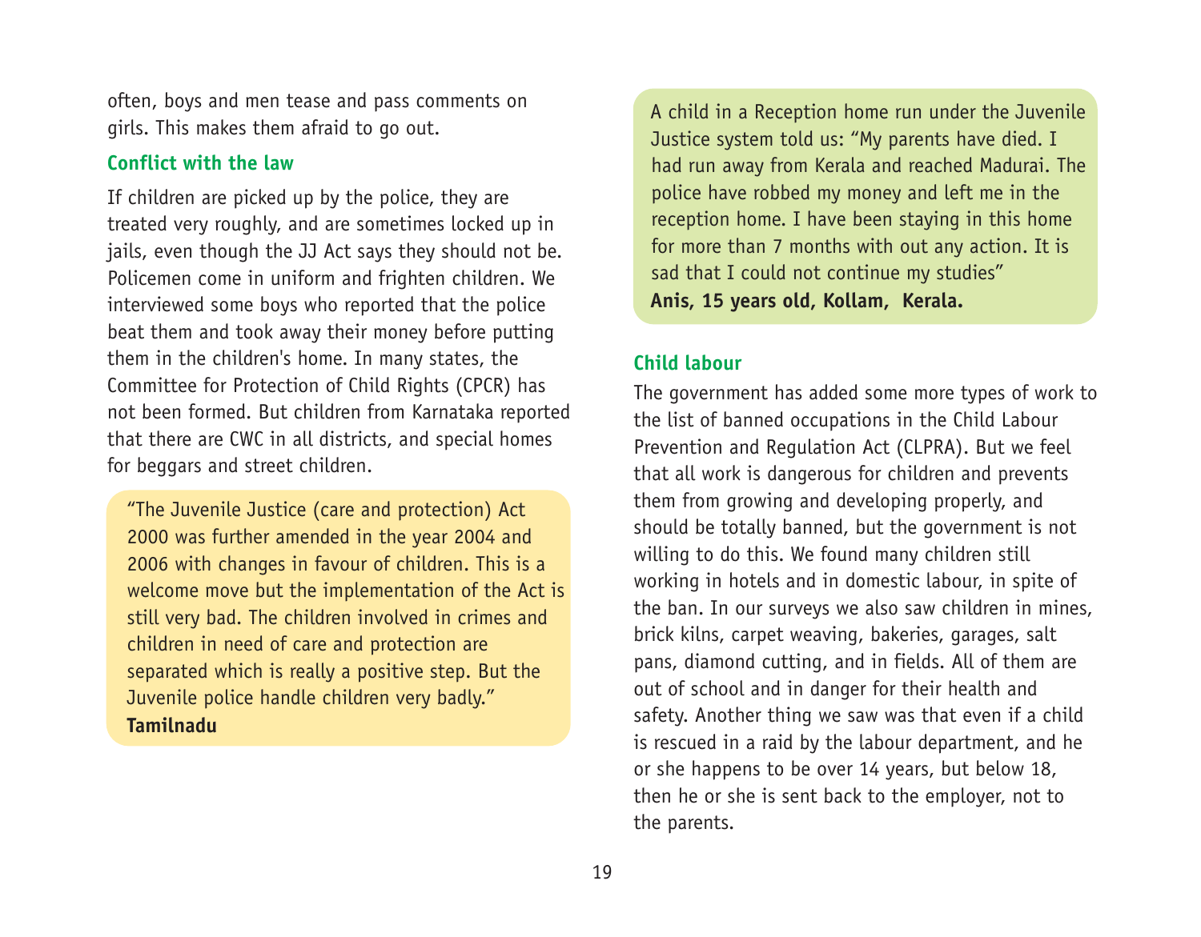often, boys and men tease and pass comments on girls. This makes them afraid to go out.

### Conflict with the law

If children are picked up by the police, they are treated very roughly, and are sometimes locked up in jails, even though the JJ Act says they should not be. Policemen come in uniform and frighten children. We interviewed some boys who reported that the police beat them and took away their money before putting them in the children's home. In many states, the Committee for Protection of Child Rights (CPCR) has not been formed. But children from Karnataka reported that there are CWC in all districts, and special homes for beggars and street children.

> "The Juvenile Justice (care and protection) Act 2000 was further amended in the year 2004 and 2006 with changes in favour of children. This is a welcome move but the implementation of the Act is still very bad. The children involved in crimes and children in need of care and protection are separated which is really a positive step. But the Juvenile police handle children very badly."
> **Tamilnadu**

> A child in a Reception home run under the Juvenile Justice system told us: "My parents have died. I had run away from Kerala and reached Madurai. The police have robbed my money and left me in the reception home. I have been staying in this home for more than 7 months with out any action. It is sad that I could not continue my studies"
> **Anis, 15 years old, Kollam, Kerala.**

### Child labour

The government has added some more types of work to the list of banned occupations in the Child Labour Prevention and Regulation Act (CLPRA). But we feel that all work is dangerous for children and prevents them from growing and developing properly, and should be totally banned, but the government is not willing to do this. We found many children still working in hotels and in domestic labour, in spite of the ban. In our surveys we also saw children in mines, brick kilns, carpet weaving, bakeries, garages, salt pans, diamond cutting, and in fields. All of them are out of school and in danger for their health and safety. Another thing we saw was that even if a child is rescued in a raid by the labour department, and he or she happens to be over 14 years, but below 18, then he or she is sent back to the employer, not to the parents.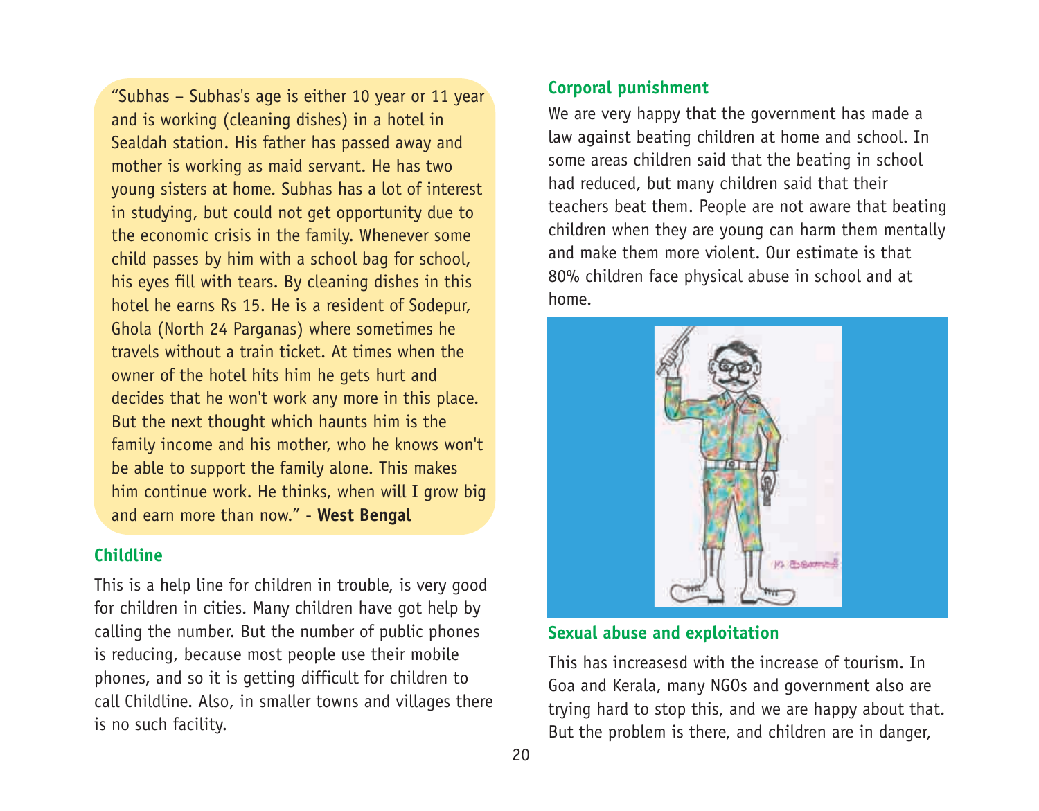"Subhas – Subhas's age is either 10 year or 11 year and is working (cleaning dishes) in a hotel in Sealdah station. His father has passed away and mother is working as maid servant. He has two young sisters at home. Subhas has a lot of interest in studying, but could not get opportunity due to the economic crisis in the family. Whenever some child passes by him with a school bag for school, his eyes fill with tears. By cleaning dishes in this hotel he earns Rs 15. He is a resident of Sodepur, Ghola (North 24 Parganas) where sometimes he travels without a train ticket. At times when the owner of the hotel hits him he gets hurt and decides that he won't work any more in this place. But the next thought which haunts him is the family income and his mother, who he knows won't be able to support the family alone. This makes him continue work. He thinks, when will I grow big and earn more than now." - **West Bengal**

### Childline

This is a help line for children in trouble, is very good for children in cities. Many children have got help by calling the number. But the number of public phones is reducing, because most people use their mobile phones, and so it is getting difficult for children to call Childline. Also, in smaller towns and villages there is no such facility.

### Corporal punishment

We are very happy that the government has made a law against beating children at home and school. In some areas children said that the beating in school had reduced, but many children said that their teachers beat them. People are not aware that beating children when they are young can harm them mentally and make them more violent. Our estimate is that 80% children face physical abuse in school and at home.

### Sexual abuse and exploitation

This has increasesd with the increase of tourism. In Goa and Kerala, many NGOs and government also are trying hard to stop this, and we are happy about that. But the problem is there, and children are in danger,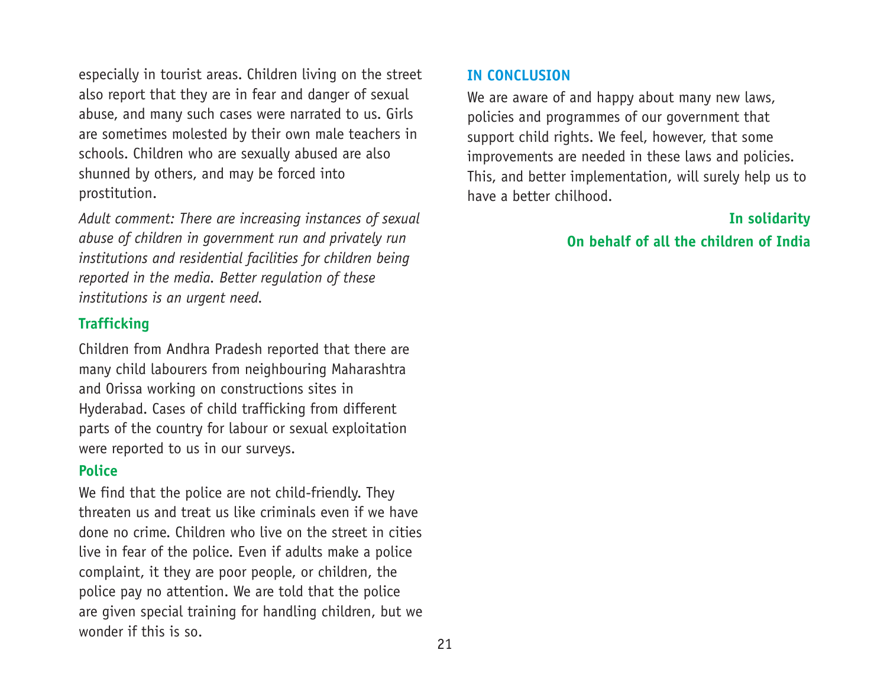especially in tourist areas. Children living on the street also report that they are in fear and danger of sexual abuse, and many such cases were narrated to us. Girls are sometimes molested by their own male teachers in schools. Children who are sexually abused are also shunned by others, and may be forced into prostitution.

*Adult comment: There are increasing instances of sexual abuse of children in government run and privately run institutions and residential facilities for children being reported in the media. Better regulation of these institutions is an urgent need.*

### Trafficking

Children from Andhra Pradesh reported that there are many child labourers from neighbouring Maharashtra and Orissa working on constructions sites in Hyderabad. Cases of child trafficking from different parts of the country for labour or sexual exploitation were reported to us in our surveys.

### Police

We find that the police are not child-friendly. They threaten us and treat us like criminals even if we have done no crime. Children who live on the street in cities live in fear of the police. Even if adults make a police complaint, it they are poor people, or children, the police pay no attention. We are told that the police are given special training for handling children, but we wonder if this is so.

## IN CONCLUSION

We are aware of and happy about many new laws, policies and programmes of our government that support child rights. We feel, however, that some improvements are needed in these laws and policies. This, and better implementation, will surely help us to have a better chilhood.

**In solidarity**

**On behalf of all the children of India**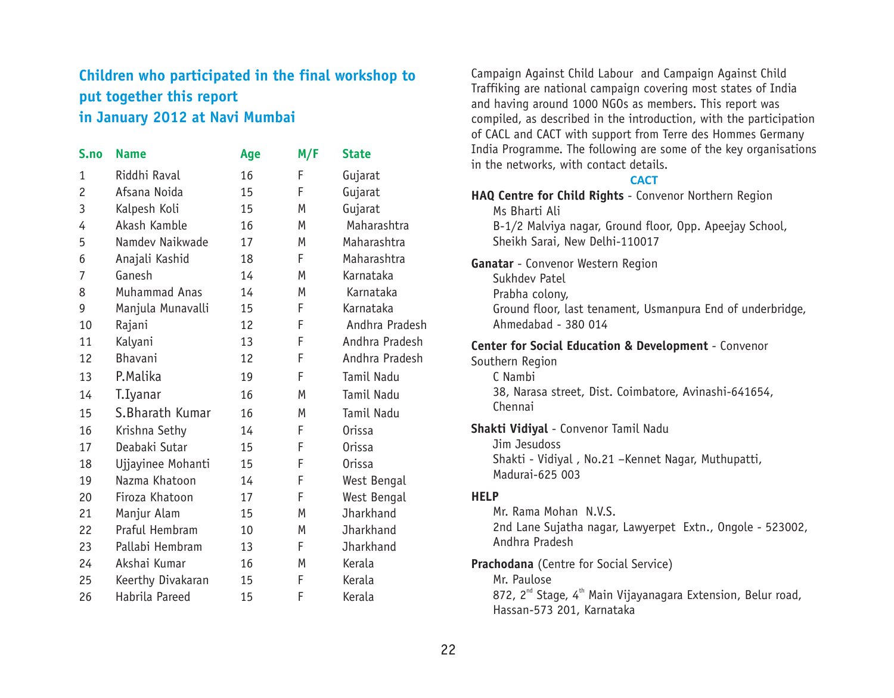## Children who participated in the final workshop to put together this report in January 2012 at Navi Mumbai

| S.no | Name | Age | M/F | State |
|---|---|---|---|---|
| 1 | Riddhi Raval | 16 | F | Gujarat |
| 2 | Afsana Noida | 15 | F | Gujarat |
| 3 | Kalpesh Koli | 15 | M | Gujarat |
| 4 | Akash Kamble | 16 | M | Maharashtra |
| 5 | Namdev Naikwade | 17 | M | Maharashtra |
| 6 | Anajali Kashid | 18 | F | Maharashtra |
| 7 | Ganesh | 14 | M | Karnataka |
| 8 | Muhammad Anas | 14 | M | Karnataka |
| 9 | Manjula Munavalli | 15 | F | Karnataka |
| 10 | Rajani | 12 | F | Andhra Pradesh |
| 11 | Kalyani | 13 | F | Andhra Pradesh |
| 12 | Bhavani | 12 | F | Andhra Pradesh |
| 13 | P.Malika | 19 | F | Tamil Nadu |
| 14 | T.Iyanar | 16 | M | Tamil Nadu |
| 15 | S.Bharath Kumar | 16 | M | Tamil Nadu |
| 16 | Krishna Sethy | 14 | F | Orissa |
| 17 | Deabaki Sutar | 15 | F | Orissa |
| 18 | Ujjayinee Mohanti | 15 | F | Orissa |
| 19 | Nazma Khatoon | 14 | F | West Bengal |
| 20 | Firoza Khatoon | 17 | F | West Bengal |
| 21 | Manjur Alam | 15 | M | Jharkhand |
| 22 | Praful Hembram | 10 | M | Jharkhand |
| 23 | Pallabi Hembram | 13 | F | Jharkhand |
| 24 | Akshai Kumar | 16 | M | Kerala |
| 25 | Keerthy Divakaran | 15 | F | Kerala |
| 26 | Habrila Pareed | 15 | F | Kerala |

Campaign Against Child Labour and Campaign Against Child Traffiking are national campaign covering most states of India and having around 1000 NGOs as members. This report was compiled, as described in the introduction, with the participation of CACL and CACT with support from Terre des Hommes Germany India Programme. The following are some of the key organisations in the networks, with contact details.

### CACT

**HAQ Centre for Child Rights** - Convenor Northern Region
Ms Bharti Ali
B-1/2 Malviya nagar, Ground floor, Opp. Apeejay School, Sheikh Sarai, New Delhi-110017

**Ganatar** - Convenor Western Region
Sukhdev Patel
Prabha colony,
Ground floor, last tenament, Usmanpura End of underbridge, Ahmedabad - 380 014

**Center for Social Education & Development** - Convenor Southern Region
C Nambi
38, Narasa street, Dist. Coimbatore, Avinashi-641654, Chennai

**Shakti Vidiyal** - Convenor Tamil Nadu
Jim Jesudoss
Shakti - Vidiyal , No.21 –Kennet Nagar, Muthupatti, Madurai-625 003

**HELP**
Mr. Rama Mohan N.V.S.
2nd Lane Sujatha nagar, Lawyerpet Extn., Ongole - 523002, Andhra Pradesh

**Prachodana** (Centre for Social Service)
Mr. Paulose
872, 2nd Stage, 4th Main Vijayanagara Extension, Belur road, Hassan-573 201, Karnataka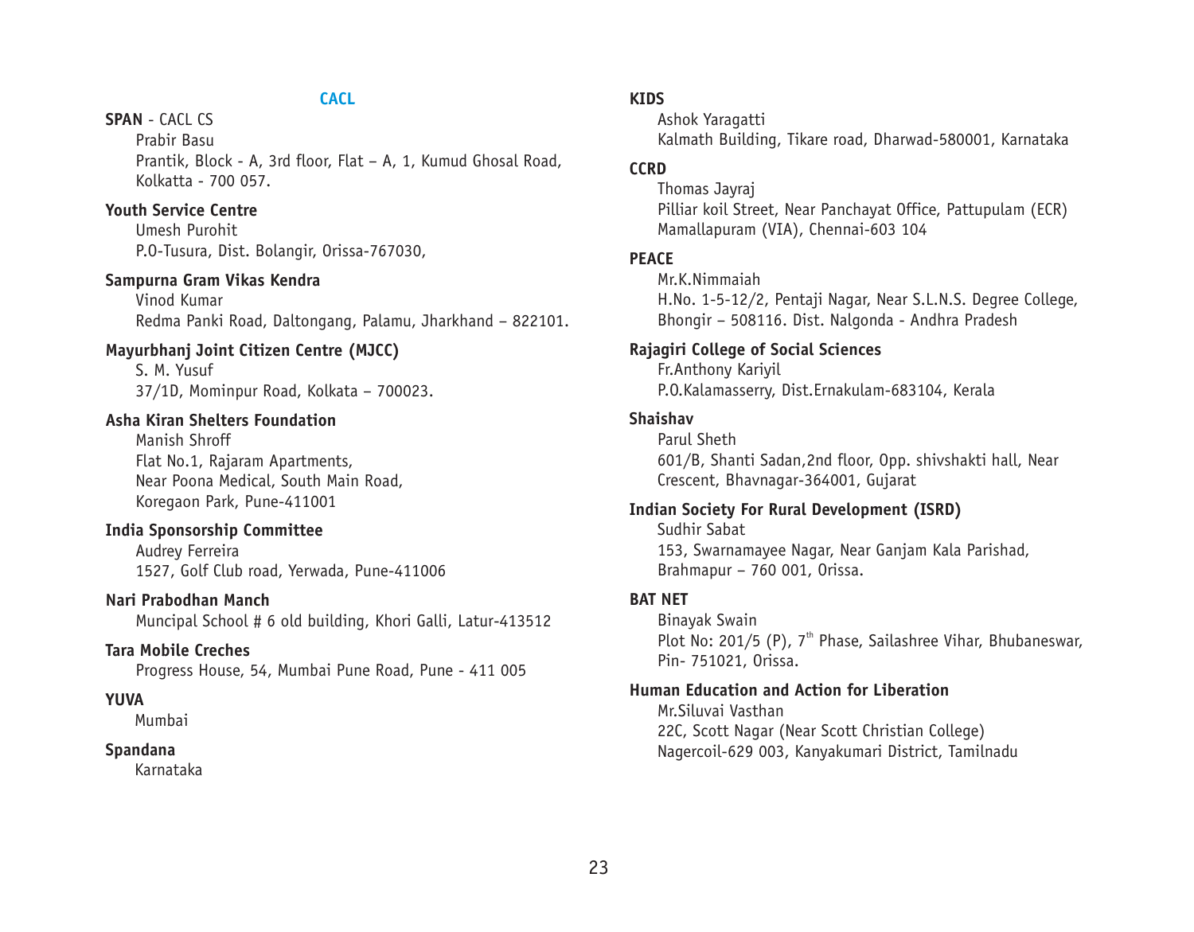## CACL

**SPAN** - CACL CS
Prabir Basu
Prantik, Block - A, 3rd floor, Flat – A, 1, Kumud Ghosal Road, Kolkatta - 700 057.

**Youth Service Centre**
Umesh Purohit
P.O-Tusura, Dist. Bolangir, Orissa-767030,

**Sampurna Gram Vikas Kendra**
Vinod Kumar
Redma Panki Road, Daltongang, Palamu, Jharkhand – 822101.

**Mayurbhanj Joint Citizen Centre (MJCC)**
S. M. Yusuf
37/1D, Mominpur Road, Kolkata – 700023.

**Asha Kiran Shelters Foundation**
Manish Shroff
Flat No.1, Rajaram Apartments,
Near Poona Medical, South Main Road,
Koregaon Park, Pune-411001

**India Sponsorship Committee**
Audrey Ferreira
1527, Golf Club road, Yerwada, Pune-411006

**Nari Prabodhan Manch**
Muncipal School # 6 old building, Khori Galli, Latur-413512

**Tara Mobile Creches**
Progress House, 54, Mumbai Pune Road, Pune - 411 005

**YUVA**
Mumbai

**Spandana**
Karnataka

**KIDS**
Ashok Yaragatti
Kalmath Building, Tikare road, Dharwad-580001, Karnataka

**CCRD**
Thomas Jayraj
Pilliar koil Street, Near Panchayat Office, Pattupulam (ECR)
Mamallapuram (VIA), Chennai-603 104

**PEACE**
Mr.K.Nimmaiah
H.No. 1-5-12/2, Pentaji Nagar, Near S.L.N.S. Degree College, Bhongir – 508116. Dist. Nalgonda - Andhra Pradesh

**Rajagiri College of Social Sciences**
Fr.Anthony Kariyil
P.O.Kalamasserry, Dist.Ernakulam-683104, Kerala

**Shaishav**
Parul Sheth
601/B, Shanti Sadan,2nd floor, Opp. shivshakti hall, Near Crescent, Bhavnagar-364001, Gujarat

**Indian Society For Rural Development (ISRD)**
Sudhir Sabat
153, Swarnamayee Nagar, Near Ganjam Kala Parishad,
Brahmapur – 760 001, Orissa.

**BAT NET**
Binayak Swain
Plot No: 201/5 (P), 7th Phase, Sailashree Vihar, Bhubaneswar, Pin- 751021, Orissa.

**Human Education and Action for Liberation**
Mr.Siluvai Vasthan
22C, Scott Nagar (Near Scott Christian College)
Nagercoil-629 003, Kanyakumari District, Tamilnadu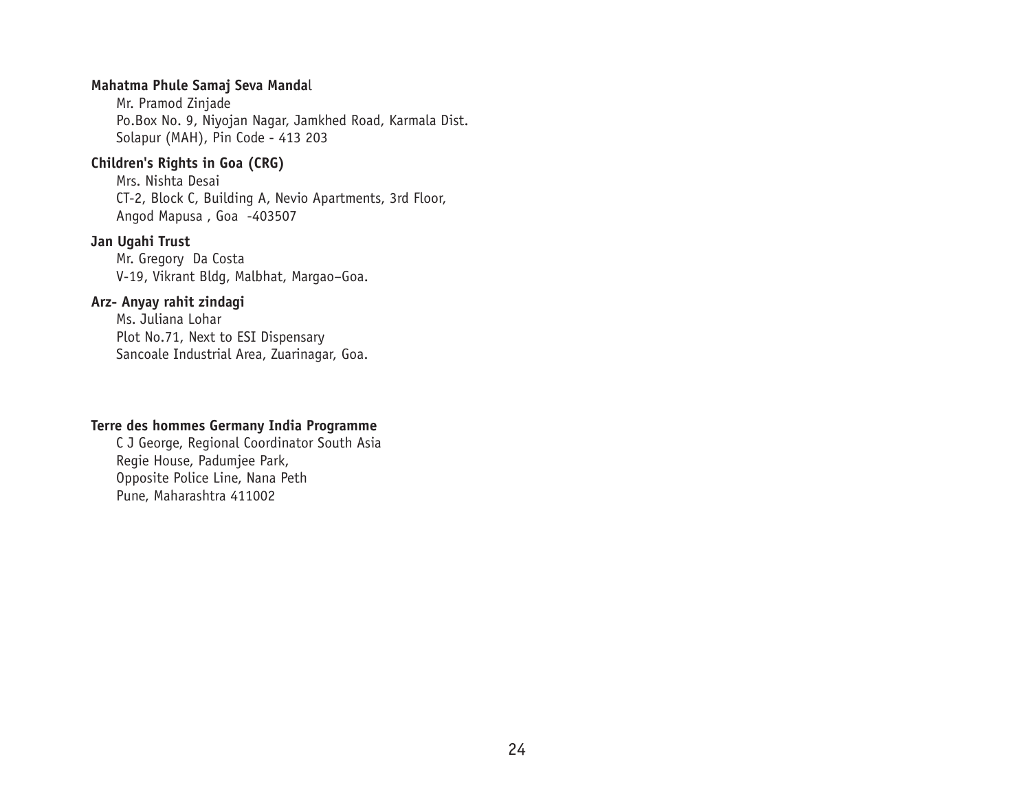**Mahatma Phule Samaj Seva Mandal**

Mr. Pramod Zinjade
Po.Box No. 9, Niyojan Nagar, Jamkhed Road, Karmala Dist.
Solapur (MAH), Pin Code - 413 203

**Children's Rights in Goa (CRG)**

Mrs. Nishta Desai
CT-2, Block C, Building A, Nevio Apartments, 3rd Floor,
Angod Mapusa , Goa -403507

**Jan Ugahi Trust**

Mr. Gregory Da Costa
V-19, Vikrant Bldg, Malbhat, Margao–Goa.

**Arz- Anyay rahit zindagi**

Ms. Juliana Lohar
Plot No.71, Next to ESI Dispensary
Sancoale Industrial Area, Zuarinagar, Goa.

**Terre des hommes Germany India Programme**

C J George, Regional Coordinator South Asia
Regie House, Padumjee Park,
Opposite Police Line, Nana Peth
Pune, Maharashtra 411002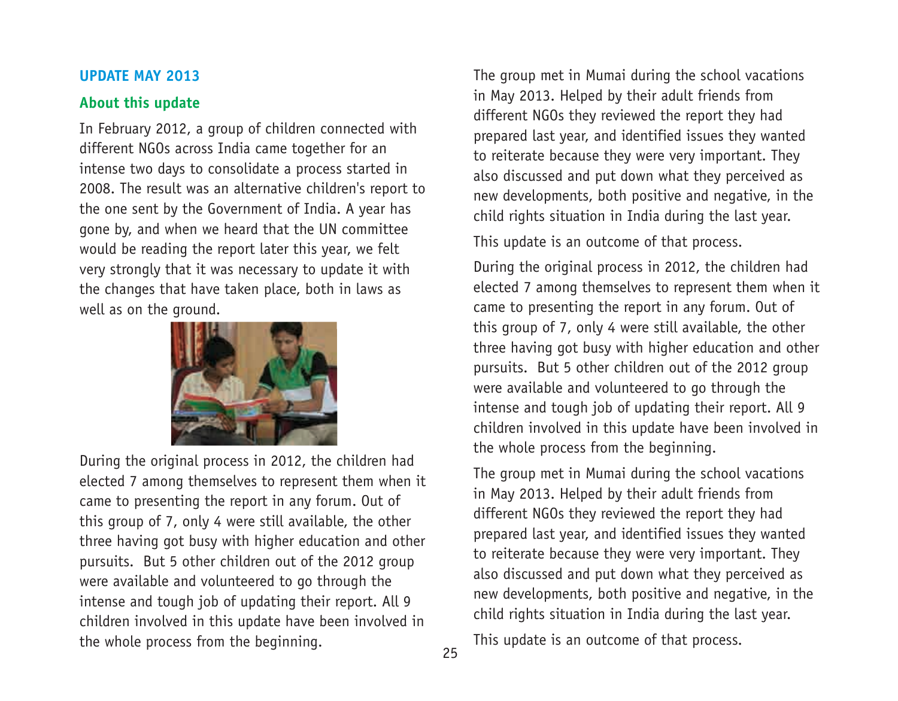## UPDATE MAY 2013

### About this update

In February 2012, a group of children connected with different NGOs across India came together for an intense two days to consolidate a process started in 2008. The result was an alternative children's report to the one sent by the Government of India. A year has gone by, and when we heard that the UN committee would be reading the report later this year, we felt very strongly that it was necessary to update it with the changes that have taken place, both in laws as well as on the ground.

During the original process in 2012, the children had elected 7 among themselves to represent them when it came to presenting the report in any forum. Out of this group of 7, only 4 were still available, the other three having got busy with higher education and other pursuits. But 5 other children out of the 2012 group were available and volunteered to go through the intense and tough job of updating their report. All 9 children involved in this update have been involved in the whole process from the beginning.

The group met in Mumai during the school vacations in May 2013. Helped by their adult friends from different NGOs they reviewed the report they had prepared last year, and identified issues they wanted to reiterate because they were very important. They also discussed and put down what they perceived as new developments, both positive and negative, in the child rights situation in India during the last year.

This update is an outcome of that process.

During the original process in 2012, the children had elected 7 among themselves to represent them when it came to presenting the report in any forum. Out of this group of 7, only 4 were still available, the other three having got busy with higher education and other pursuits. But 5 other children out of the 2012 group were available and volunteered to go through the intense and tough job of updating their report. All 9 children involved in this update have been involved in the whole process from the beginning.

The group met in Mumai during the school vacations in May 2013. Helped by their adult friends from different NGOs they reviewed the report they had prepared last year, and identified issues they wanted to reiterate because they were very important. They also discussed and put down what they perceived as new developments, both positive and negative, in the child rights situation in India during the last year.

This update is an outcome of that process.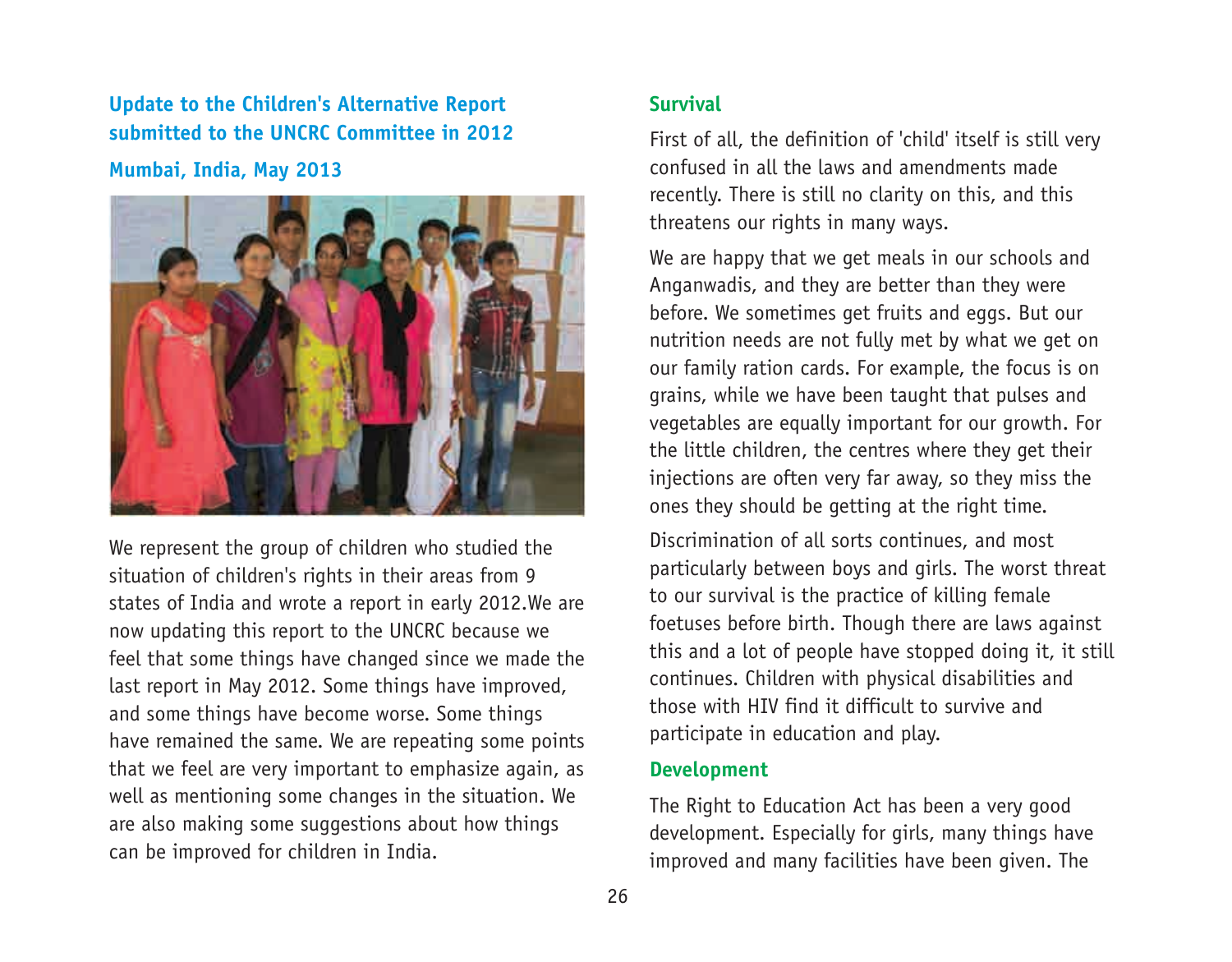## Update to the Children's Alternative Report submitted to the UNCRC Committee in 2012

### Mumbai, India, May 2013

We represent the group of children who studied the situation of children's rights in their areas from 9 states of India and wrote a report in early 2012.We are now updating this report to the UNCRC because we feel that some things have changed since we made the last report in May 2012. Some things have improved, and some things have become worse. Some things have remained the same. We are repeating some points that we feel are very important to emphasize again, as well as mentioning some changes in the situation. We are also making some suggestions about how things can be improved for children in India.

### Survival

First of all, the definition of 'child' itself is still very confused in all the laws and amendments made recently. There is still no clarity on this, and this threatens our rights in many ways.

We are happy that we get meals in our schools and Anganwadis, and they are better than they were before. We sometimes get fruits and eggs. But our nutrition needs are not fully met by what we get on our family ration cards. For example, the focus is on grains, while we have been taught that pulses and vegetables are equally important for our growth. For the little children, the centres where they get their injections are often very far away, so they miss the ones they should be getting at the right time.

Discrimination of all sorts continues, and most particularly between boys and girls. The worst threat to our survival is the practice of killing female foetuses before birth. Though there are laws against this and a lot of people have stopped doing it, it still continues. Children with physical disabilities and those with HIV find it difficult to survive and participate in education and play.

### Development

The Right to Education Act has been a very good development. Especially for girls, many things have improved and many facilities have been given. The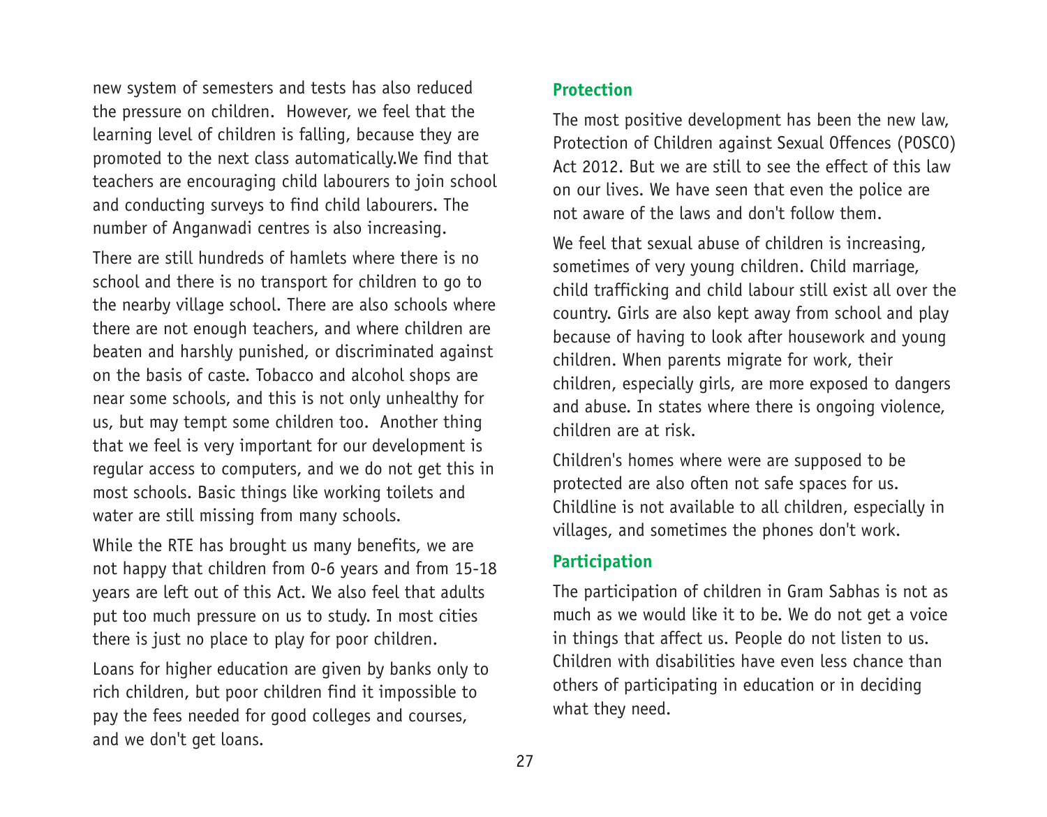new system of semesters and tests has also reduced the pressure on children.  However, we feel that the learning level of children is falling, because they are promoted to the next class automatically.We find that teachers are encouraging child labourers to join school and conducting surveys to find child labourers. The number of Anganwadi centres is also increasing.

There are still hundreds of hamlets where there is no school and there is no transport for children to go to the nearby village school. There are also schools where there are not enough teachers, and where children are beaten and harshly punished, or discriminated against on the basis of caste. Tobacco and alcohol shops are near some schools, and this is not only unhealthy for us, but may tempt some children too.  Another thing that we feel is very important for our development is regular access to computers, and we do not get this in most schools. Basic things like working toilets and water are still missing from many schools.

While the RTE has brought us many benefits, we are not happy that children from 0-6 years and from 15-18 years are left out of this Act. We also feel that adults put too much pressure on us to study. In most cities there is just no place to play for poor children.

Loans for higher education are given by banks only to rich children, but poor children find it impossible to pay the fees needed for good colleges and courses, and we don't get loans.

## Protection

The most positive development has been the new law, Protection of Children against Sexual Offences (POSCO) Act 2012. But we are still to see the effect of this law on our lives. We have seen that even the police are not aware of the laws and don't follow them.

We feel that sexual abuse of children is increasing, sometimes of very young children. Child marriage, child trafficking and child labour still exist all over the country. Girls are also kept away from school and play because of having to look after housework and young children. When parents migrate for work, their children, especially girls, are more exposed to dangers and abuse. In states where there is ongoing violence, children are at risk.

Children's homes where were are supposed to be protected are also often not safe spaces for us. Childline is not available to all children, especially in villages, and sometimes the phones don't work.

## Participation

The participation of children in Gram Sabhas is not as much as we would like it to be. We do not get a voice in things that affect us. People do not listen to us. Children with disabilities have even less chance than others of participating in education or in deciding what they need.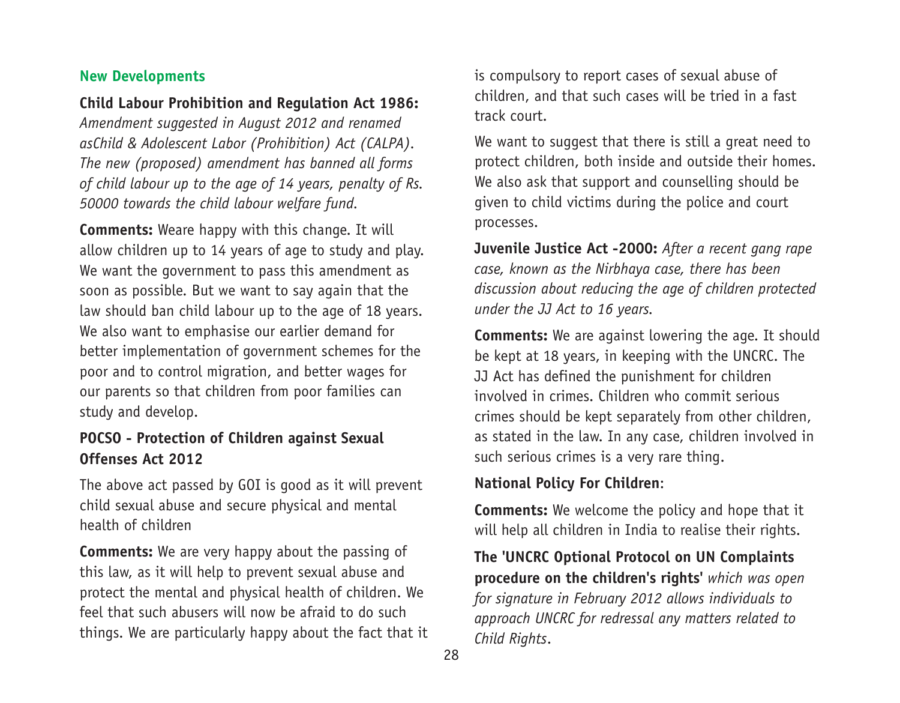## New Developments

**Child Labour Prohibition and Regulation Act 1986:** *Amendment suggested in August 2012 and renamed asChild & Adolescent Labor (Prohibition) Act (CALPA). The new (proposed) amendment has banned all forms of child labour up to the age of 14 years, penalty of Rs. 50000 towards the child labour welfare fund.*

**Comments:** Weare happy with this change. It will allow children up to 14 years of age to study and play. We want the government to pass this amendment as soon as possible. But we want to say again that the law should ban child labour up to the age of 18 years. We also want to emphasise our earlier demand for better implementation of government schemes for the poor and to control migration, and better wages for our parents so that children from poor families can study and develop.

### POCSO - Protection of Children against Sexual Offenses Act 2012

The above act passed by GOI is good as it will prevent child sexual abuse and secure physical and mental health of children

**Comments:** We are very happy about the passing of this law, as it will help to prevent sexual abuse and protect the mental and physical health of children. We feel that such abusers will now be afraid to do such things. We are particularly happy about the fact that it is compulsory to report cases of sexual abuse of children, and that such cases will be tried in a fast track court.

We want to suggest that there is still a great need to protect children, both inside and outside their homes. We also ask that support and counselling should be given to child victims during the police and court processes.

**Juvenile Justice Act -2000:** *After a recent gang rape case, known as the Nirbhaya case, there has been discussion about reducing the age of children protected under the JJ Act to 16 years.*

**Comments:** We are against lowering the age. It should be kept at 18 years, in keeping with the UNCRC. The JJ Act has defined the punishment for children involved in crimes. Children who commit serious crimes should be kept separately from other children, as stated in the law. In any case, children involved in such serious crimes is a very rare thing.

**National Policy For Children**:

**Comments:** We welcome the policy and hope that it will help all children in India to realise their rights.

**The 'UNCRC Optional Protocol on UN Complaints procedure on the children's rights'** *which was open for signature in February 2012 allows individuals to approach UNCRC for redressal any matters related to Child Rights.*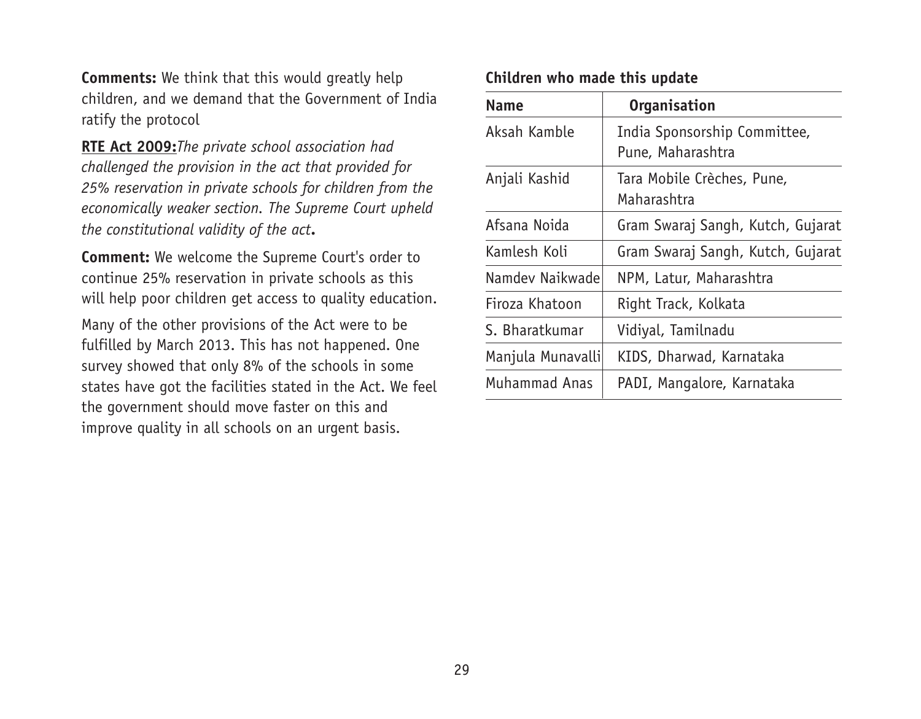**Comments:** We think that this would greatly help children, and we demand that the Government of India ratify the protocol

**RTE Act 2009:***The private school association had challenged the provision in the act that provided for 25% reservation in private schools for children from the economically weaker section. The Supreme Court upheld the constitutional validity of the act***.**

**Comment:** We welcome the Supreme Court's order to continue 25% reservation in private schools as this will help poor children get access to quality education.

Many of the other provisions of the Act were to be fulfilled by March 2013. This has not happened. One survey showed that only 8% of the schools in some states have got the facilities stated in the Act. We feel the government should move faster on this and improve quality in all schools on an urgent basis.

**Children who made this update**

| Name | Organisation |
|---|---|
| Aksah Kamble | India Sponsorship Committee, Pune, Maharashtra |
| Anjali Kashid | Tara Mobile Crèches, Pune, Maharashtra |
| Afsana Noida | Gram Swaraj Sangh, Kutch, Gujarat |
| Kamlesh Koli | Gram Swaraj Sangh, Kutch, Gujarat |
| Namdev Naikwade | NPM, Latur, Maharashtra |
| Firoza Khatoon | Right Track, Kolkata |
| S. Bharatkumar | Vidiyal, Tamilnadu |
| Manjula Munavalli | KIDS, Dharwad, Karnataka |
| Muhammad Anas | PADI, Mangalore, Karnataka |